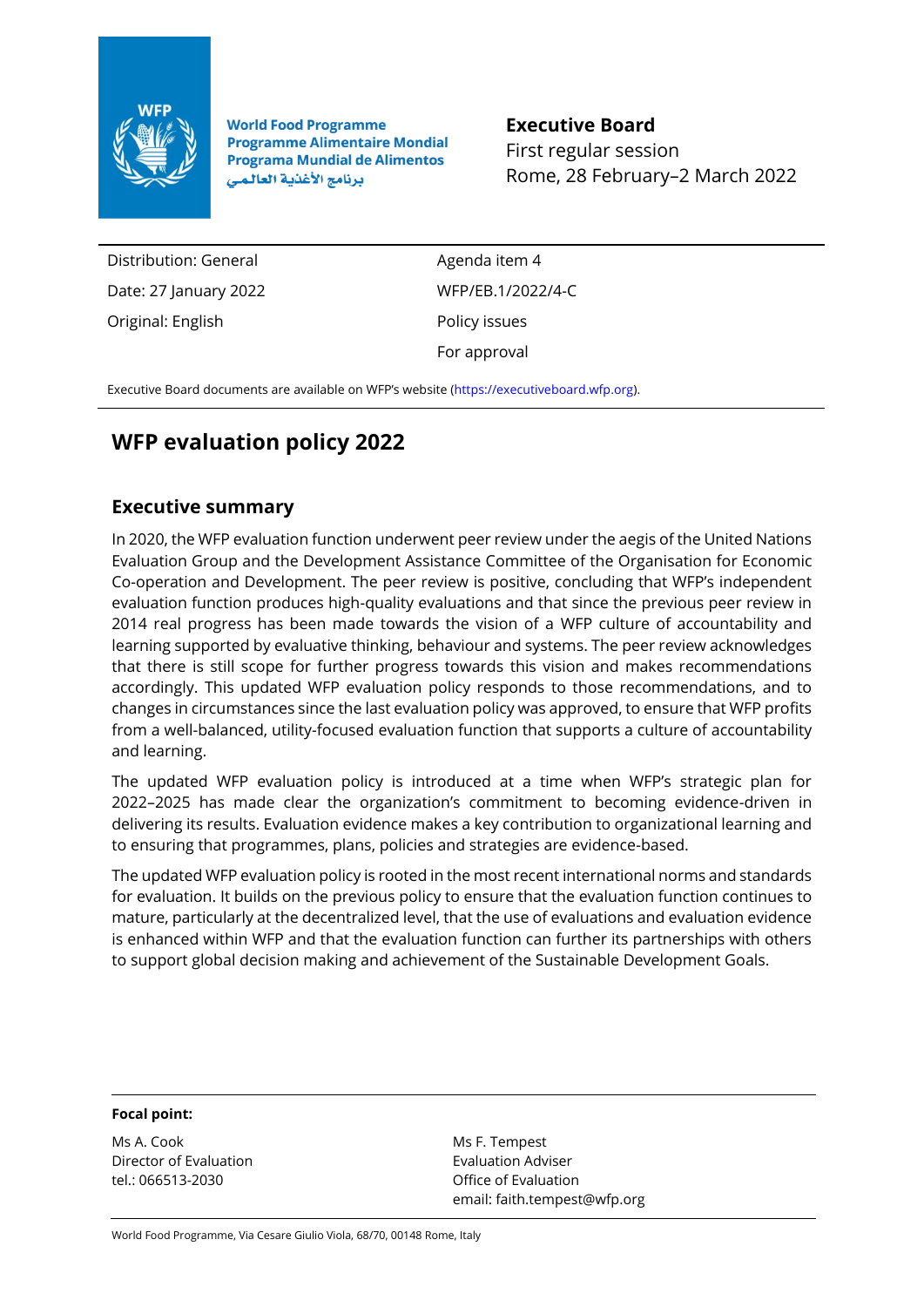World Food Programme
Programme Alimentaire Mondial
Programa Mundial de Alimentos
برنامج الأغذية العالمي

**Executive Board**
First regular session
Rome, 28 February–2 March 2022

| | |
|---|---|
| Distribution: General | Agenda item 4 |
| Date: 27 January 2022 | WFP/EB.1/2022/4-C |
| Original: English | Policy issues |
| | For approval |

Executive Board documents are available on WFP's website (https://executiveboard.wfp.org).

# WFP evaluation policy 2022

## Executive summary

In 2020, the WFP evaluation function underwent peer review under the aegis of the United Nations Evaluation Group and the Development Assistance Committee of the Organisation for Economic Co-operation and Development. The peer review is positive, concluding that WFP's independent evaluation function produces high-quality evaluations and that since the previous peer review in 2014 real progress has been made towards the vision of a WFP culture of accountability and learning supported by evaluative thinking, behaviour and systems. The peer review acknowledges that there is still scope for further progress towards this vision and makes recommendations accordingly. This updated WFP evaluation policy responds to those recommendations, and to changes in circumstances since the last evaluation policy was approved, to ensure that WFP profits from a well-balanced, utility-focused evaluation function that supports a culture of accountability and learning.

The updated WFP evaluation policy is introduced at a time when WFP's strategic plan for 2022–2025 has made clear the organization's commitment to becoming evidence-driven in delivering its results. Evaluation evidence makes a key contribution to organizational learning and to ensuring that programmes, plans, policies and strategies are evidence-based.

The updated WFP evaluation policy is rooted in the most recent international norms and standards for evaluation. It builds on the previous policy to ensure that the evaluation function continues to mature, particularly at the decentralized level, that the use of evaluations and evaluation evidence is enhanced within WFP and that the evaluation function can further its partnerships with others to support global decision making and achievement of the Sustainable Development Goals.

**Focal point:**

Ms A. Cook
Director of Evaluation
tel.: 066513-2030

Ms F. Tempest
Evaluation Adviser
Office of Evaluation
email: faith.tempest@wfp.org

World Food Programme, Via Cesare Giulio Viola, 68/70, 00148 Rome, Italy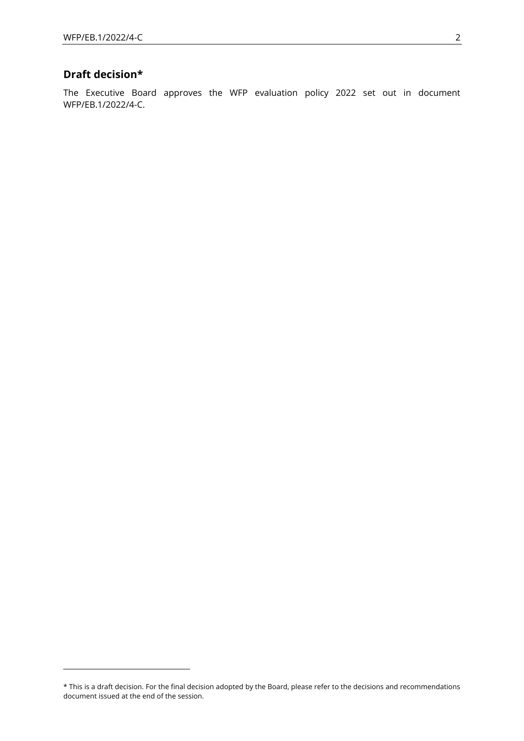## Draft decision*

The Executive Board approves the WFP evaluation policy 2022 set out in document WFP/EB.1/2022/4-C.

* This is a draft decision. For the final decision adopted by the Board, please refer to the decisions and recommendations document issued at the end of the session.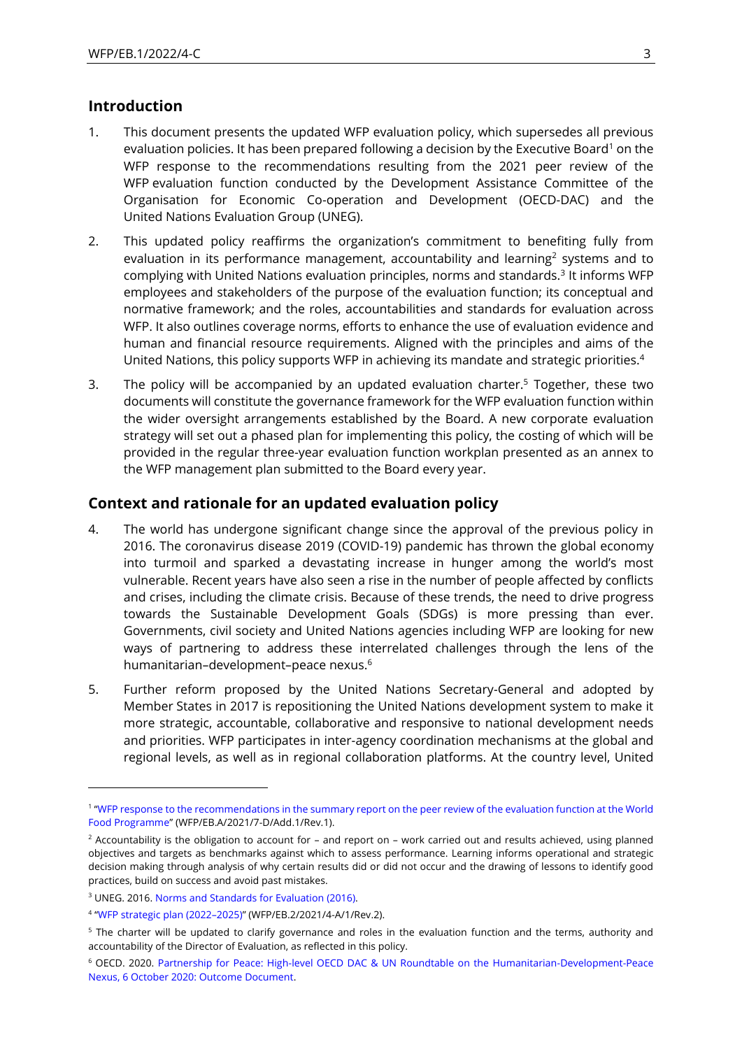## Introduction

1. This document presents the updated WFP evaluation policy, which supersedes all previous evaluation policies. It has been prepared following a decision by the Executive Board[1] on the WFP response to the recommendations resulting from the 2021 peer review of the WFP evaluation function conducted by the Development Assistance Committee of the Organisation for Economic Co-operation and Development (OECD-DAC) and the United Nations Evaluation Group (UNEG).

2. This updated policy reaffirms the organization's commitment to benefiting fully from evaluation in its performance management, accountability and learning[2] systems and to complying with United Nations evaluation principles, norms and standards.[3] It informs WFP employees and stakeholders of the purpose of the evaluation function; its conceptual and normative framework; and the roles, accountabilities and standards for evaluation across WFP. It also outlines coverage norms, efforts to enhance the use of evaluation evidence and human and financial resource requirements. Aligned with the principles and aims of the United Nations, this policy supports WFP in achieving its mandate and strategic priorities.[4]

3. The policy will be accompanied by an updated evaluation charter.[5] Together, these two documents will constitute the governance framework for the WFP evaluation function within the wider oversight arrangements established by the Board. A new corporate evaluation strategy will set out a phased plan for implementing this policy, the costing of which will be provided in the regular three-year evaluation function workplan presented as an annex to the WFP management plan submitted to the Board every year.

## Context and rationale for an updated evaluation policy

4. The world has undergone significant change since the approval of the previous policy in 2016. The coronavirus disease 2019 (COVID-19) pandemic has thrown the global economy into turmoil and sparked a devastating increase in hunger among the world's most vulnerable. Recent years have also seen a rise in the number of people affected by conflicts and crises, including the climate crisis. Because of these trends, the need to drive progress towards the Sustainable Development Goals (SDGs) is more pressing than ever. Governments, civil society and United Nations agencies including WFP are looking for new ways of partnering to address these interrelated challenges through the lens of the humanitarian–development–peace nexus.[6]

5. Further reform proposed by the United Nations Secretary-General and adopted by Member States in 2017 is repositioning the United Nations development system to make it more strategic, accountable, collaborative and responsive to national development needs and priorities. WFP participates in inter-agency coordination mechanisms at the global and regional levels, as well as in regional collaboration platforms. At the country level, United

---

[1] "WFP response to the recommendations in the summary report on the peer review of the evaluation function at the World Food Programme" (WFP/EB.A/2021/7-D/Add.1/Rev.1).

[2] Accountability is the obligation to account for – and report on – work carried out and results achieved, using planned objectives and targets as benchmarks against which to assess performance. Learning informs operational and strategic decision making through analysis of why certain results did or did not occur and the drawing of lessons to identify good practices, build on success and avoid past mistakes.

[3] UNEG. 2016. Norms and Standards for Evaluation (2016).

[4] "WFP strategic plan (2022–2025)" (WFP/EB.2/2021/4-A/1/Rev.2).

[5] The charter will be updated to clarify governance and roles in the evaluation function and the terms, authority and accountability of the Director of Evaluation, as reflected in this policy.

[6] OECD. 2020. Partnership for Peace: High-level OECD DAC & UN Roundtable on the Humanitarian-Development-Peace Nexus, 6 October 2020: Outcome Document.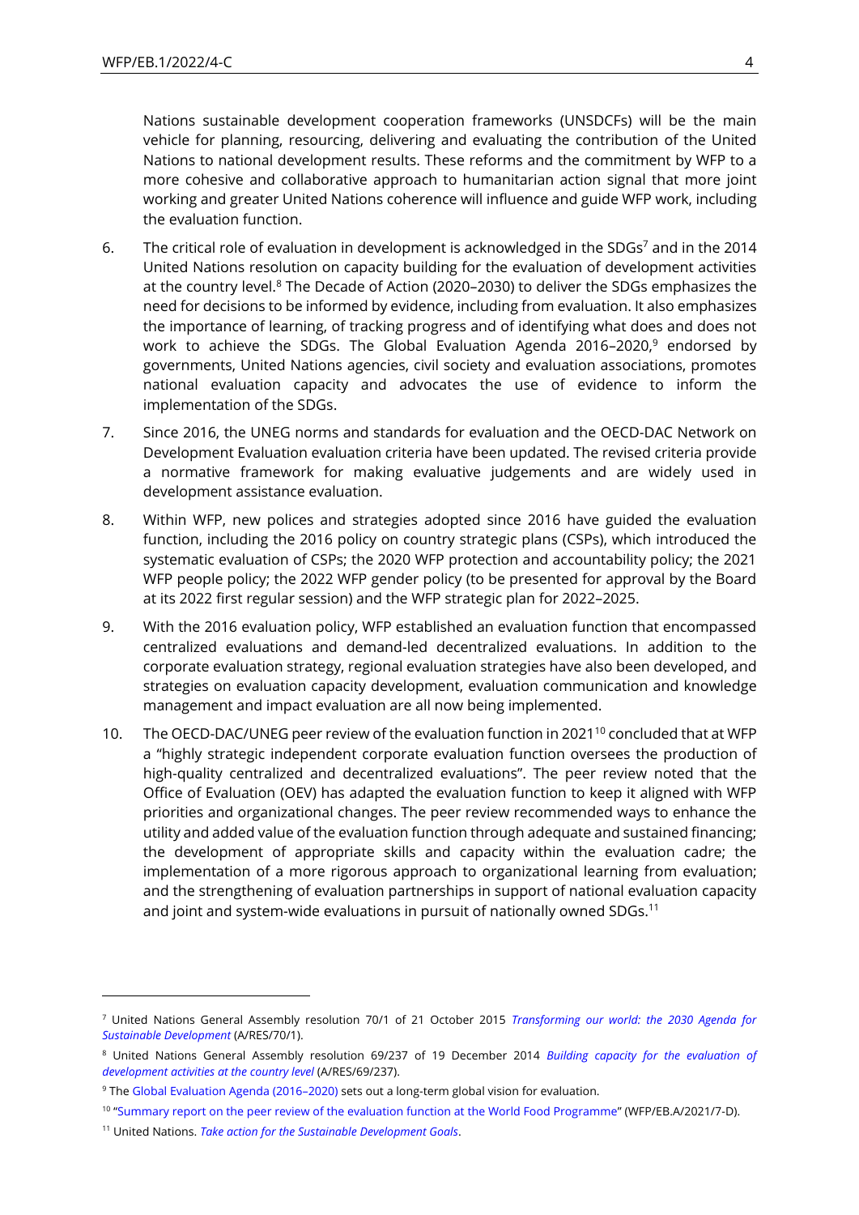Nations sustainable development cooperation frameworks (UNSDCFs) will be the main vehicle for planning, resourcing, delivering and evaluating the contribution of the United Nations to national development results. These reforms and the commitment by WFP to a more cohesive and collaborative approach to humanitarian action signal that more joint working and greater United Nations coherence will influence and guide WFP work, including the evaluation function.

6. The critical role of evaluation in development is acknowledged in the SDGs[7] and in the 2014 United Nations resolution on capacity building for the evaluation of development activities at the country level.[8] The Decade of Action (2020–2030) to deliver the SDGs emphasizes the need for decisions to be informed by evidence, including from evaluation. It also emphasizes the importance of learning, of tracking progress and of identifying what does and does not work to achieve the SDGs. The Global Evaluation Agenda 2016–2020,[9] endorsed by governments, United Nations agencies, civil society and evaluation associations, promotes national evaluation capacity and advocates the use of evidence to inform the implementation of the SDGs.

7. Since 2016, the UNEG norms and standards for evaluation and the OECD-DAC Network on Development Evaluation evaluation criteria have been updated. The revised criteria provide a normative framework for making evaluative judgements and are widely used in development assistance evaluation.

8. Within WFP, new polices and strategies adopted since 2016 have guided the evaluation function, including the 2016 policy on country strategic plans (CSPs), which introduced the systematic evaluation of CSPs; the 2020 WFP protection and accountability policy; the 2021 WFP people policy; the 2022 WFP gender policy (to be presented for approval by the Board at its 2022 first regular session) and the WFP strategic plan for 2022–2025.

9. With the 2016 evaluation policy, WFP established an evaluation function that encompassed centralized evaluations and demand-led decentralized evaluations. In addition to the corporate evaluation strategy, regional evaluation strategies have also been developed, and strategies on evaluation capacity development, evaluation communication and knowledge management and impact evaluation are all now being implemented.

10. The OECD-DAC/UNEG peer review of the evaluation function in 2021[10] concluded that at WFP a "highly strategic independent corporate evaluation function oversees the production of high-quality centralized and decentralized evaluations". The peer review noted that the Office of Evaluation (OEV) has adapted the evaluation function to keep it aligned with WFP priorities and organizational changes. The peer review recommended ways to enhance the utility and added value of the evaluation function through adequate and sustained financing; the development of appropriate skills and capacity within the evaluation cadre; the implementation of a more rigorous approach to organizational learning from evaluation; and the strengthening of evaluation partnerships in support of national evaluation capacity and joint and system-wide evaluations in pursuit of nationally owned SDGs.[11]

---

[7] United Nations General Assembly resolution 70/1 of 21 October 2015 *Transforming our world: the 2030 Agenda for Sustainable Development* (A/RES/70/1).

[8] United Nations General Assembly resolution 69/237 of 19 December 2014 *Building capacity for the evaluation of development activities at the country level* (A/RES/69/237).

[9] The Global Evaluation Agenda (2016–2020) sets out a long-term global vision for evaluation.

[10] "Summary report on the peer review of the evaluation function at the World Food Programme" (WFP/EB.A/2021/7-D).

[11] United Nations. *Take action for the Sustainable Development Goals*.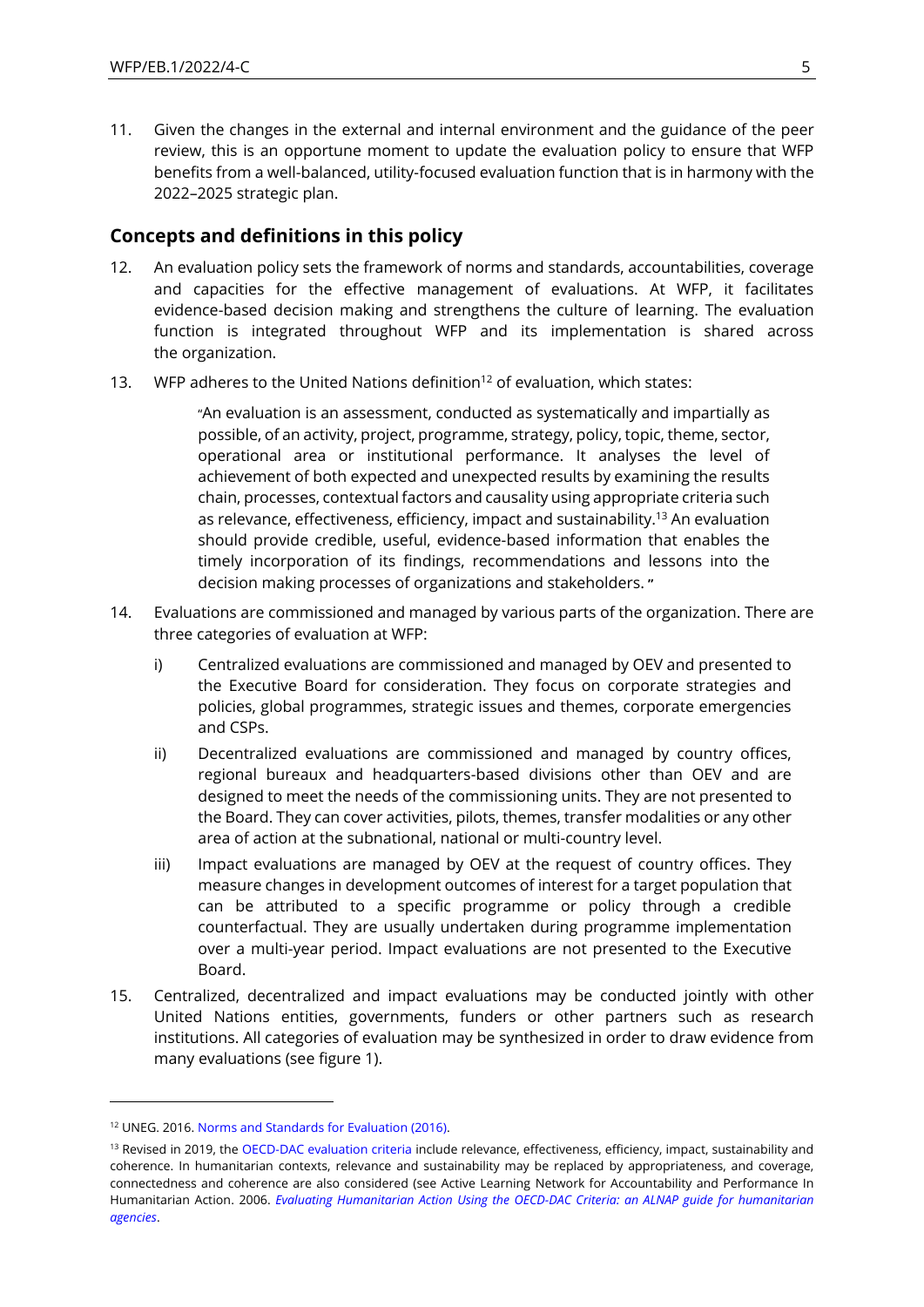11. Given the changes in the external and internal environment and the guidance of the peer review, this is an opportune moment to update the evaluation policy to ensure that WFP benefits from a well-balanced, utility-focused evaluation function that is in harmony with the 2022–2025 strategic plan.

## Concepts and definitions in this policy

12. An evaluation policy sets the framework of norms and standards, accountabilities, coverage and capacities for the effective management of evaluations. At WFP, it facilitates evidence-based decision making and strengthens the culture of learning. The evaluation function is integrated throughout WFP and its implementation is shared across the organization.

13. WFP adheres to the United Nations definition[12] of evaluation, which states:

> "An evaluation is an assessment, conducted as systematically and impartially as possible, of an activity, project, programme, strategy, policy, topic, theme, sector, operational area or institutional performance. It analyses the level of achievement of both expected and unexpected results by examining the results chain, processes, contextual factors and causality using appropriate criteria such as relevance, effectiveness, efficiency, impact and sustainability.[13] An evaluation should provide credible, useful, evidence-based information that enables the timely incorporation of its findings, recommendations and lessons into the decision making processes of organizations and stakeholders. "

14. Evaluations are commissioned and managed by various parts of the organization. There are three categories of evaluation at WFP:

    i) Centralized evaluations are commissioned and managed by OEV and presented to the Executive Board for consideration. They focus on corporate strategies and policies, global programmes, strategic issues and themes, corporate emergencies and CSPs.

    ii) Decentralized evaluations are commissioned and managed by country offices, regional bureaux and headquarters-based divisions other than OEV and are designed to meet the needs of the commissioning units. They are not presented to the Board. They can cover activities, pilots, themes, transfer modalities or any other area of action at the subnational, national or multi-country level.

    iii) Impact evaluations are managed by OEV at the request of country offices. They measure changes in development outcomes of interest for a target population that can be attributed to a specific programme or policy through a credible counterfactual. They are usually undertaken during programme implementation over a multi-year period. Impact evaluations are not presented to the Executive Board.

15. Centralized, decentralized and impact evaluations may be conducted jointly with other United Nations entities, governments, funders or other partners such as research institutions. All categories of evaluation may be synthesized in order to draw evidence from many evaluations (see figure 1).

---

[12] UNEG. 2016. Norms and Standards for Evaluation (2016).

[13] Revised in 2019, the OECD-DAC evaluation criteria include relevance, effectiveness, efficiency, impact, sustainability and coherence. In humanitarian contexts, relevance and sustainability may be replaced by appropriateness, and coverage, connectedness and coherence are also considered (see Active Learning Network for Accountability and Performance In Humanitarian Action. 2006. *Evaluating Humanitarian Action Using the OECD-DAC Criteria: an ALNAP guide for humanitarian agencies*.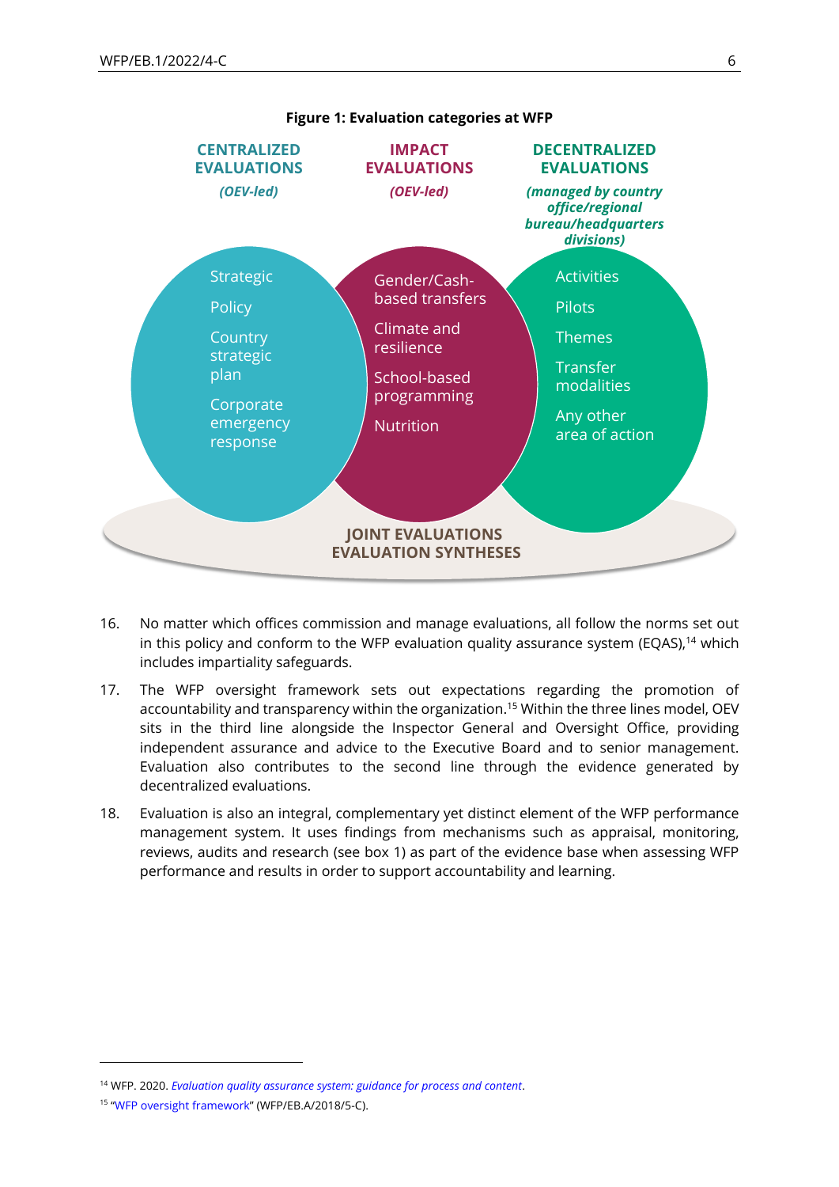**Figure 1: Evaluation categories at WFP**

**CENTRALIZED EVALUATIONS** *(OEV-led)*
- Strategic
- Policy
- Country strategic plan
- Corporate emergency response

**IMPACT EVALUATIONS** *(OEV-led)*
- Gender/Cash-based transfers
- Climate and resilience
- School-based programming
- Nutrition

**DECENTRALIZED EVALUATIONS** *(managed by country office/regional bureau/headquarters divisions)*
- Activities
- Pilots
- Themes
- Transfer modalities
- Any other area of action

**JOINT EVALUATIONS**
**EVALUATION SYNTHESES**

16. No matter which offices commission and manage evaluations, all follow the norms set out in this policy and conform to the WFP evaluation quality assurance system (EQAS),[14] which includes impartiality safeguards.

17. The WFP oversight framework sets out expectations regarding the promotion of accountability and transparency within the organization.[15] Within the three lines model, OEV sits in the third line alongside the Inspector General and Oversight Office, providing independent assurance and advice to the Executive Board and to senior management. Evaluation also contributes to the second line through the evidence generated by decentralized evaluations.

18. Evaluation is also an integral, complementary yet distinct element of the WFP performance management system. It uses findings from mechanisms such as appraisal, monitoring, reviews, audits and research (see box 1) as part of the evidence base when assessing WFP performance and results in order to support accountability and learning.

---

[14] WFP. 2020. *Evaluation quality assurance system: guidance for process and content*.

[15] "WFP oversight framework" (WFP/EB.A/2018/5-C).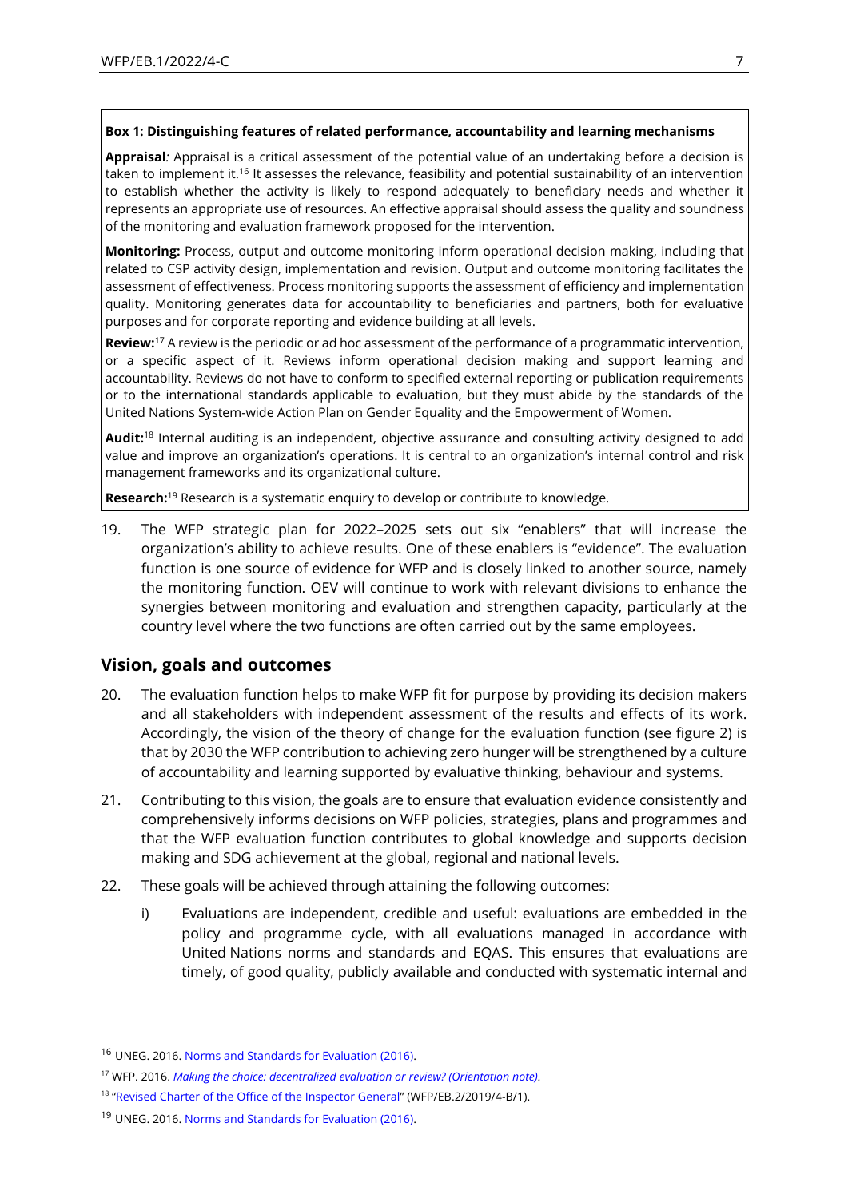**Box 1: Distinguishing features of related performance, accountability and learning mechanisms**

**Appraisal***:* Appraisal is a critical assessment of the potential value of an undertaking before a decision is taken to implement it.[16] It assesses the relevance, feasibility and potential sustainability of an intervention to establish whether the activity is likely to respond adequately to beneficiary needs and whether it represents an appropriate use of resources. An effective appraisal should assess the quality and soundness of the monitoring and evaluation framework proposed for the intervention.

**Monitoring:** Process, output and outcome monitoring inform operational decision making, including that related to CSP activity design, implementation and revision. Output and outcome monitoring facilitates the assessment of effectiveness. Process monitoring supports the assessment of efficiency and implementation quality. Monitoring generates data for accountability to beneficiaries and partners, both for evaluative purposes and for corporate reporting and evidence building at all levels.

**Review:**[17] A review is the periodic or ad hoc assessment of the performance of a programmatic intervention, or a specific aspect of it. Reviews inform operational decision making and support learning and accountability. Reviews do not have to conform to specified external reporting or publication requirements or to the international standards applicable to evaluation, but they must abide by the standards of the United Nations System-wide Action Plan on Gender Equality and the Empowerment of Women.

**Audit:**[18] Internal auditing is an independent, objective assurance and consulting activity designed to add value and improve an organization's operations. It is central to an organization's internal control and risk management frameworks and its organizational culture.

**Research:**[19] Research is a systematic enquiry to develop or contribute to knowledge.

19. The WFP strategic plan for 2022–2025 sets out six "enablers" that will increase the organization's ability to achieve results. One of these enablers is "evidence". The evaluation function is one source of evidence for WFP and is closely linked to another source, namely the monitoring function. OEV will continue to work with relevant divisions to enhance the synergies between monitoring and evaluation and strengthen capacity, particularly at the country level where the two functions are often carried out by the same employees.

## Vision, goals and outcomes

20. The evaluation function helps to make WFP fit for purpose by providing its decision makers and all stakeholders with independent assessment of the results and effects of its work. Accordingly, the vision of the theory of change for the evaluation function (see figure 2) is that by 2030 the WFP contribution to achieving zero hunger will be strengthened by a culture of accountability and learning supported by evaluative thinking, behaviour and systems.

21. Contributing to this vision, the goals are to ensure that evaluation evidence consistently and comprehensively informs decisions on WFP policies, strategies, plans and programmes and that the WFP evaluation function contributes to global knowledge and supports decision making and SDG achievement at the global, regional and national levels.

22. These goals will be achieved through attaining the following outcomes:

    i) Evaluations are independent, credible and useful: evaluations are embedded in the policy and programme cycle, with all evaluations managed in accordance with United Nations norms and standards and EQAS. This ensures that evaluations are timely, of good quality, publicly available and conducted with systematic internal and

---

[16] UNEG. 2016. Norms and Standards for Evaluation (2016).

[17] WFP. 2016. *Making the choice: decentralized evaluation or review? (Orientation note).*

[18] "Revised Charter of the Office of the Inspector General" (WFP/EB.2/2019/4-B/1).

[19] UNEG. 2016. Norms and Standards for Evaluation (2016).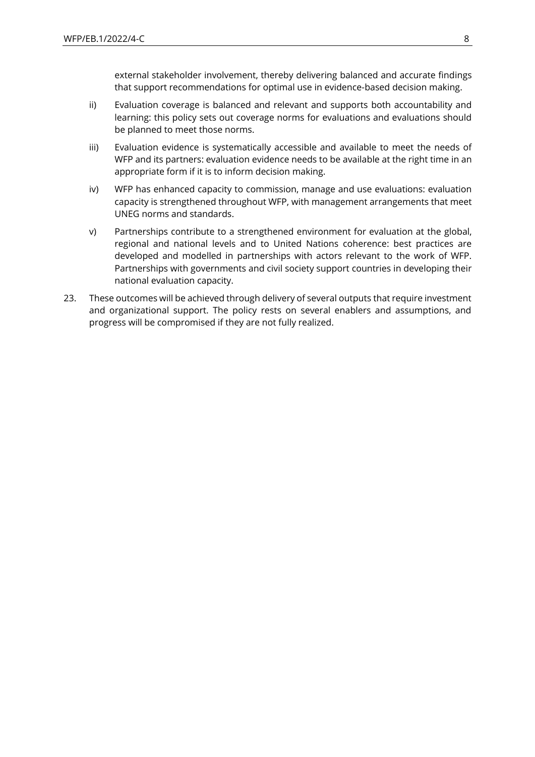external stakeholder involvement, thereby delivering balanced and accurate findings that support recommendations for optimal use in evidence-based decision making.

ii) Evaluation coverage is balanced and relevant and supports both accountability and learning: this policy sets out coverage norms for evaluations and evaluations should be planned to meet those norms.

iii) Evaluation evidence is systematically accessible and available to meet the needs of WFP and its partners: evaluation evidence needs to be available at the right time in an appropriate form if it is to inform decision making.

iv) WFP has enhanced capacity to commission, manage and use evaluations: evaluation capacity is strengthened throughout WFP, with management arrangements that meet UNEG norms and standards.

v) Partnerships contribute to a strengthened environment for evaluation at the global, regional and national levels and to United Nations coherence: best practices are developed and modelled in partnerships with actors relevant to the work of WFP. Partnerships with governments and civil society support countries in developing their national evaluation capacity.

23. These outcomes will be achieved through delivery of several outputs that require investment and organizational support. The policy rests on several enablers and assumptions, and progress will be compromised if they are not fully realized.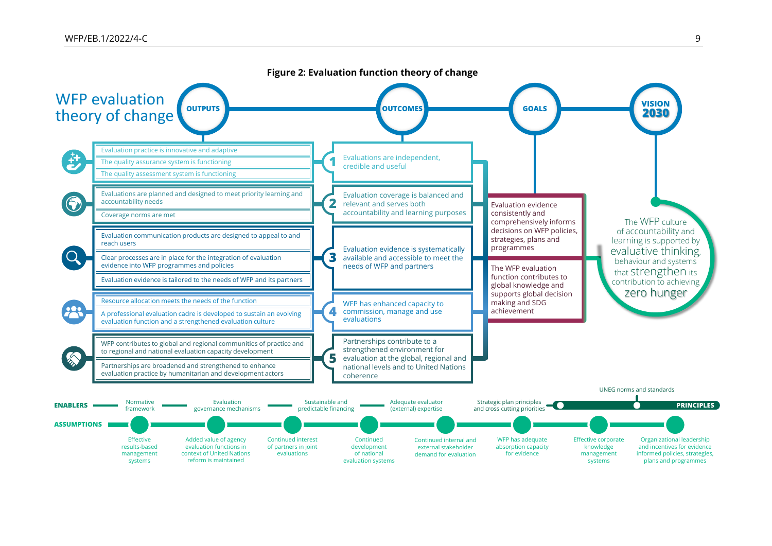**Figure 2: Evaluation function theory of change**

## WFP evaluation theory of change

**OUTPUTS** — **OUTCOMES** — **GOALS** — **VISION 2030**

| Outputs | Outcomes |
|---|---|
| Evaluation practice is innovative and adaptive; The quality assurance system is functioning; The quality assessment system is functioning | 1. Evaluations are independent, credible and useful |
| Evaluations are planned and designed to meet priority learning and accountability needs; Coverage norms are met | 2. Evaluation coverage is balanced and relevant and serves both accountability and learning purposes |
| Evaluation communication products are designed to appeal to and reach users; Clear processes are in place for the integration of evaluation evidence into WFP programmes and policies; Evaluation evidence is tailored to the needs of WFP and its partners | 3. Evaluation evidence is systematically available and accessible to meet the needs of WFP and partners |
| Resource allocation meets the needs of the function; A professional evaluation cadre is developed to sustain an evolving evaluation function and a strengthened evaluation culture | 4. WFP has enhanced capacity to commission, manage and use evaluations |
| WFP contributes to global and regional communities of practice and to regional and national evaluation capacity development; Partnerships are broadened and strengthened to enhance evaluation practice by humanitarian and development actors | 5. Partnerships contribute to a strengthened environment for evaluation at the global, regional and national levels and to United Nations coherence |

**Goals**

- Evaluation evidence consistently and comprehensively informs decisions on WFP policies, strategies, plans and programmes
- The WFP evaluation function contributes to global knowledge and supports global decision making and SDG achievement

**Vision 2030**

The WFP culture of accountability and learning is supported by evaluative thinking, behaviour and systems that strengthen its contribution to achieving zero hunger

**ENABLERS**: Normative framework; Evaluation governance mechanisms; Sustainable and predictable financing; Adequate evaluator (external) expertise; Strategic plan principles and cross cutting priorities

**PRINCIPLES**: UNEG norms and standards

**ASSUMPTIONS**: Effective results-based management systems; Added value of agency evaluation functions in context of United Nations reform is maintained; Continued interest of partners in joint evaluations; Continued development of national evaluation systems; Continued internal and external stakeholder demand for evaluation; WFP has adequate absorption capacity for evidence; Effective corporate knowledge management systems; Organizational leadership and incentives for evidence informed policies, strategies, plans and programmes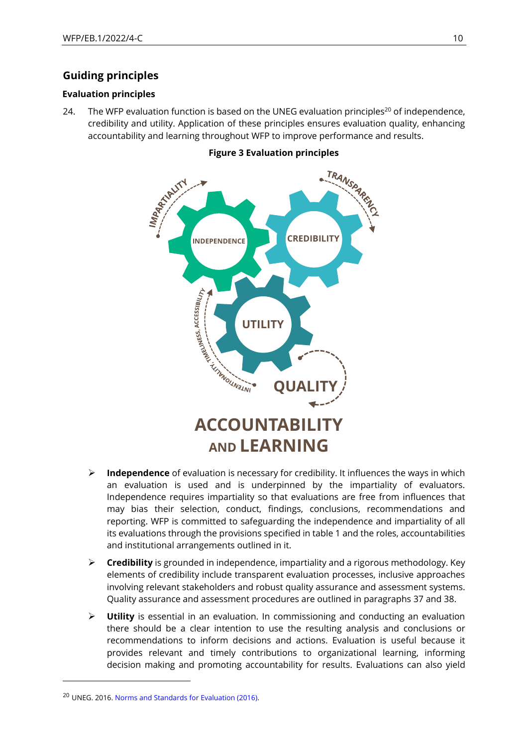## Guiding principles

### Evaluation principles

24. The WFP evaluation function is based on the UNEG evaluation principles[20] of independence, credibility and utility. Application of these principles ensures evaluation quality, enhancing accountability and learning throughout WFP to improve performance and results.

**Figure 3 Evaluation principles**

IMPARTIALITY
TRANSPARENCY
INDEPENDENCE
CREDIBILITY
UTILITY
INTENTIONALITY, TIMELINESS, ACCESSIBILITY
QUALITY
ACCOUNTABILITY AND LEARNING

- **Independence** of evaluation is necessary for credibility. It influences the ways in which an evaluation is used and is underpinned by the impartiality of evaluators. Independence requires impartiality so that evaluations are free from influences that may bias their selection, conduct, findings, conclusions, recommendations and reporting. WFP is committed to safeguarding the independence and impartiality of all its evaluations through the provisions specified in table 1 and the roles, accountabilities and institutional arrangements outlined in it.
- **Credibility** is grounded in independence, impartiality and a rigorous methodology. Key elements of credibility include transparent evaluation processes, inclusive approaches involving relevant stakeholders and robust quality assurance and assessment systems. Quality assurance and assessment procedures are outlined in paragraphs 37 and 38.
- **Utility** is essential in an evaluation. In commissioning and conducting an evaluation there should be a clear intention to use the resulting analysis and conclusions or recommendations to inform decisions and actions. Evaluation is useful because it provides relevant and timely contributions to organizational learning, informing decision making and promoting accountability for results. Evaluations can also yield

[20] UNEG. 2016. Norms and Standards for Evaluation (2016).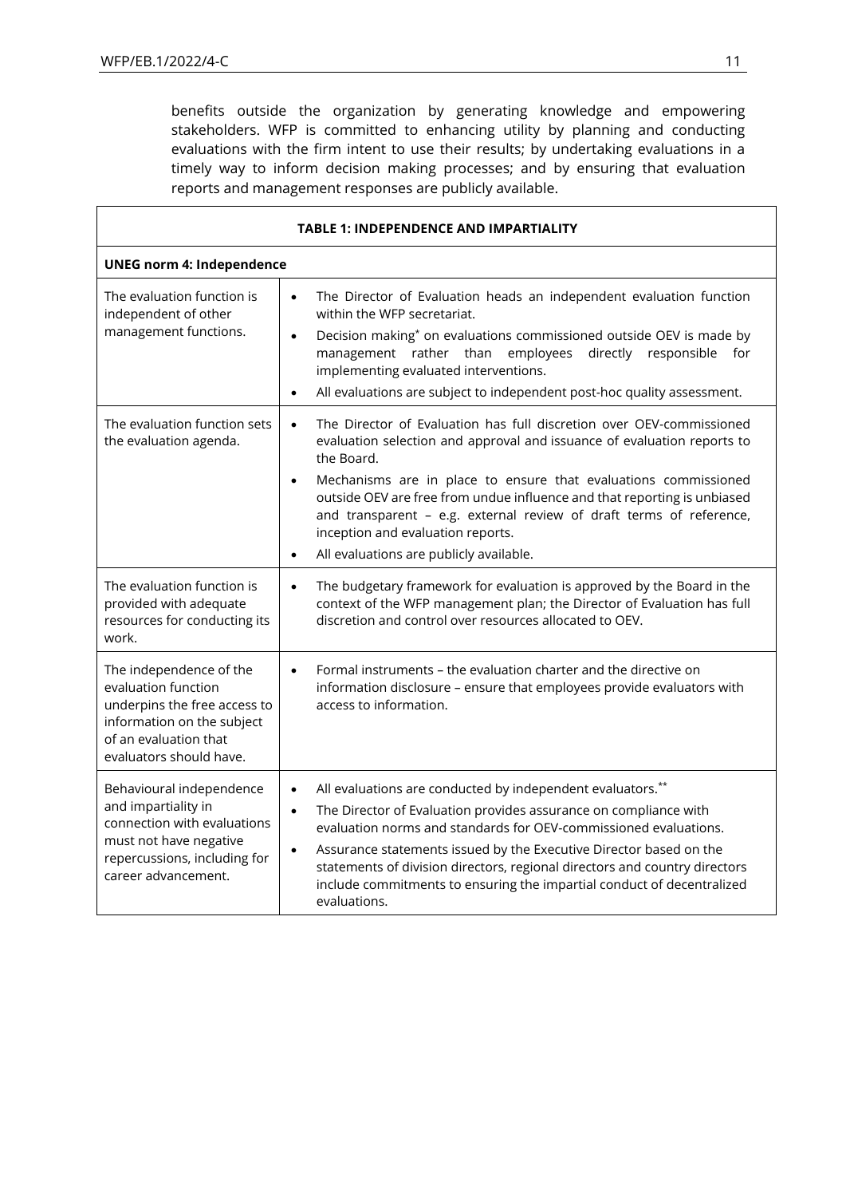benefits outside the organization by generating knowledge and empowering stakeholders. WFP is committed to enhancing utility by planning and conducting evaluations with the firm intent to use their results; by undertaking evaluations in a timely way to inform decision making processes; and by ensuring that evaluation reports and management responses are publicly available.

| TABLE 1: INDEPENDENCE AND IMPARTIALITY | |
|---|---|
| **UNEG norm 4: Independence** | |
| The evaluation function is independent of other management functions. | • The Director of Evaluation heads an independent evaluation function within the WFP secretariat.<br>• Decision making* on evaluations commissioned outside OEV is made by management rather than employees directly responsible for implementing evaluated interventions.<br>• All evaluations are subject to independent post-hoc quality assessment. |
| The evaluation function sets the evaluation agenda. | • The Director of Evaluation has full discretion over OEV-commissioned evaluation selection and approval and issuance of evaluation reports to the Board.<br>• Mechanisms are in place to ensure that evaluations commissioned outside OEV are free from undue influence and that reporting is unbiased and transparent – e.g. external review of draft terms of reference, inception and evaluation reports.<br>• All evaluations are publicly available. |
| The evaluation function is provided with adequate resources for conducting its work. | • The budgetary framework for evaluation is approved by the Board in the context of the WFP management plan; the Director of Evaluation has full discretion and control over resources allocated to OEV. |
| The independence of the evaluation function underpins the free access to information on the subject of an evaluation that evaluators should have. | • Formal instruments – the evaluation charter and the directive on information disclosure – ensure that employees provide evaluators with access to information. |
| Behavioural independence and impartiality in connection with evaluations must not have negative repercussions, including for career advancement. | • All evaluations are conducted by independent evaluators.**<br>• The Director of Evaluation provides assurance on compliance with evaluation norms and standards for OEV-commissioned evaluations.<br>• Assurance statements issued by the Executive Director based on the statements of division directors, regional directors and country directors include commitments to ensuring the impartial conduct of decentralized evaluations. |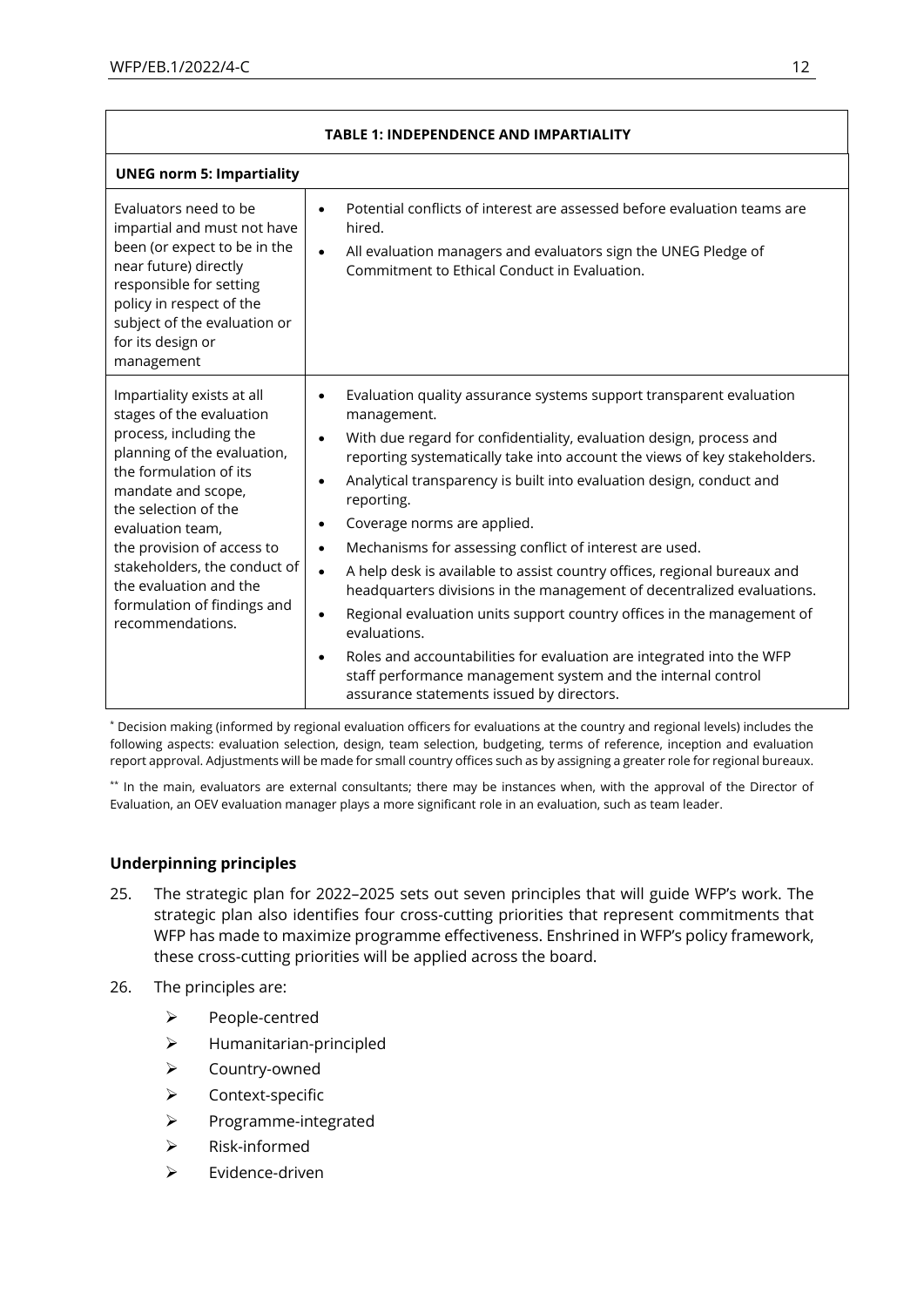| TABLE 1: INDEPENDENCE AND IMPARTIALITY | |
|---|---|
| **UNEG norm 5: Impartiality** | |
| Evaluators need to be impartial and must not have been (or expect to be in the near future) directly responsible for setting policy in respect of the subject of the evaluation or for its design or management | • Potential conflicts of interest are assessed before evaluation teams are hired.<br>• All evaluation managers and evaluators sign the UNEG Pledge of Commitment to Ethical Conduct in Evaluation. |
| Impartiality exists at all stages of the evaluation process, including the planning of the evaluation, the formulation of its mandate and scope, the selection of the evaluation team, the provision of access to stakeholders, the conduct of the evaluation and the formulation of findings and recommendations. | • Evaluation quality assurance systems support transparent evaluation management.<br>• With due regard for confidentiality, evaluation design, process and reporting systematically take into account the views of key stakeholders.<br>• Analytical transparency is built into evaluation design, conduct and reporting.<br>• Coverage norms are applied.<br>• Mechanisms for assessing conflict of interest are used.<br>• A help desk is available to assist country offices, regional bureaux and headquarters divisions in the management of decentralized evaluations.<br>• Regional evaluation units support country offices in the management of evaluations.<br>• Roles and accountabilities for evaluation are integrated into the WFP staff performance management system and the internal control assurance statements issued by directors. |

\* Decision making (informed by regional evaluation officers for evaluations at the country and regional levels) includes the following aspects: evaluation selection, design, team selection, budgeting, terms of reference, inception and evaluation report approval. Adjustments will be made for small country offices such as by assigning a greater role for regional bureaux.

\*\* In the main, evaluators are external consultants; there may be instances when, with the approval of the Director of Evaluation, an OEV evaluation manager plays a more significant role in an evaluation, such as team leader.

### Underpinning principles

25. The strategic plan for 2022–2025 sets out seven principles that will guide WFP's work. The strategic plan also identifies four cross-cutting priorities that represent commitments that WFP has made to maximize programme effectiveness. Enshrined in WFP's policy framework, these cross-cutting priorities will be applied across the board.

26. The principles are:

- People-centred
- Humanitarian-principled
- Country-owned
- Context-specific
- Programme-integrated
- Risk-informed
- Evidence-driven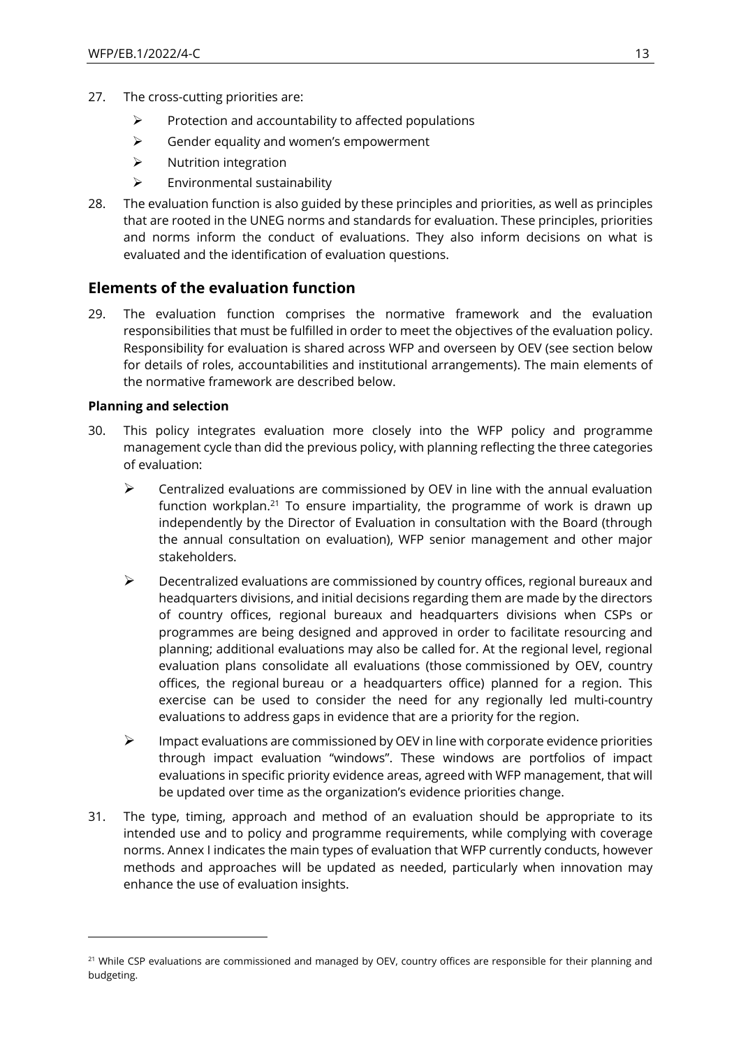27. The cross-cutting priorities are:

    - Protection and accountability to affected populations
    - Gender equality and women's empowerment
    - Nutrition integration
    - Environmental sustainability

28. The evaluation function is also guided by these principles and priorities, as well as principles that are rooted in the UNEG norms and standards for evaluation. These principles, priorities and norms inform the conduct of evaluations. They also inform decisions on what is evaluated and the identification of evaluation questions.

## Elements of the evaluation function

29. The evaluation function comprises the normative framework and the evaluation responsibilities that must be fulfilled in order to meet the objectives of the evaluation policy. Responsibility for evaluation is shared across WFP and overseen by OEV (see section below for details of roles, accountabilities and institutional arrangements). The main elements of the normative framework are described below.

**Planning and selection**

30. This policy integrates evaluation more closely into the WFP policy and programme management cycle than did the previous policy, with planning reflecting the three categories of evaluation:

    - Centralized evaluations are commissioned by OEV in line with the annual evaluation function workplan.[21] To ensure impartiality, the programme of work is drawn up independently by the Director of Evaluation in consultation with the Board (through the annual consultation on evaluation), WFP senior management and other major stakeholders.
    - Decentralized evaluations are commissioned by country offices, regional bureaux and headquarters divisions, and initial decisions regarding them are made by the directors of country offices, regional bureaux and headquarters divisions when CSPs or programmes are being designed and approved in order to facilitate resourcing and planning; additional evaluations may also be called for. At the regional level, regional evaluation plans consolidate all evaluations (those commissioned by OEV, country offices, the regional bureau or a headquarters office) planned for a region. This exercise can be used to consider the need for any regionally led multi-country evaluations to address gaps in evidence that are a priority for the region.
    - Impact evaluations are commissioned by OEV in line with corporate evidence priorities through impact evaluation "windows". These windows are portfolios of impact evaluations in specific priority evidence areas, agreed with WFP management, that will be updated over time as the organization's evidence priorities change.

31. The type, timing, approach and method of an evaluation should be appropriate to its intended use and to policy and programme requirements, while complying with coverage norms. Annex I indicates the main types of evaluation that WFP currently conducts, however methods and approaches will be updated as needed, particularly when innovation may enhance the use of evaluation insights.

---

[21] While CSP evaluations are commissioned and managed by OEV, country offices are responsible for their planning and budgeting.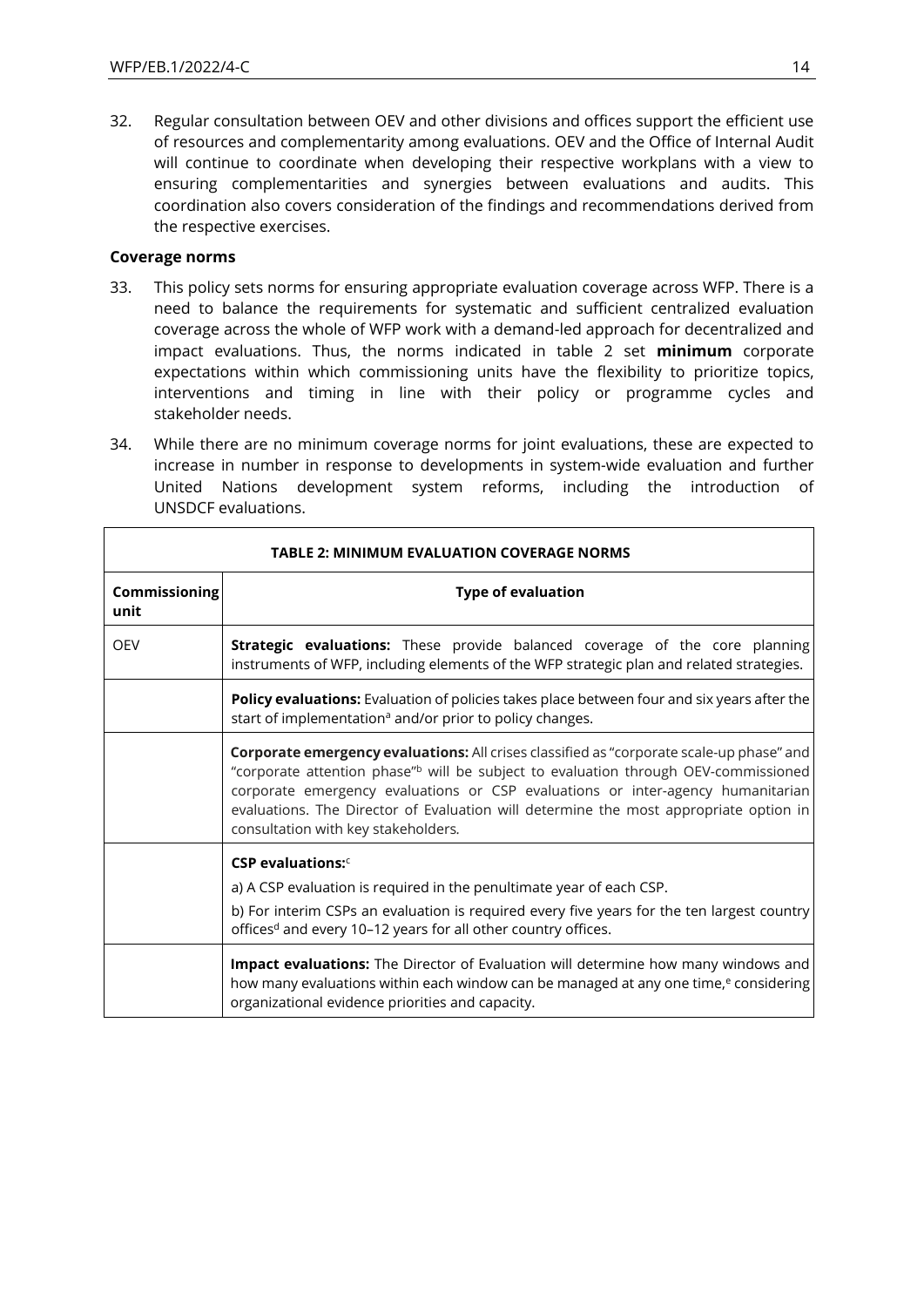32. Regular consultation between OEV and other divisions and offices support the efficient use of resources and complementarity among evaluations. OEV and the Office of Internal Audit will continue to coordinate when developing their respective workplans with a view to ensuring complementarities and synergies between evaluations and audits. This coordination also covers consideration of the findings and recommendations derived from the respective exercises.

**Coverage norms**

33. This policy sets norms for ensuring appropriate evaluation coverage across WFP. There is a need to balance the requirements for systematic and sufficient centralized evaluation coverage across the whole of WFP work with a demand-led approach for decentralized and impact evaluations. Thus, the norms indicated in table 2 set **minimum** corporate expectations within which commissioning units have the flexibility to prioritize topics, interventions and timing in line with their policy or programme cycles and stakeholder needs.

34. While there are no minimum coverage norms for joint evaluations, these are expected to increase in number in response to developments in system-wide evaluation and further United Nations development system reforms, including the introduction of UNSDCF evaluations.

**TABLE 2: MINIMUM EVALUATION COVERAGE NORMS**

| Commissioning unit | Type of evaluation |
|---|---|
| OEV | **Strategic evaluations:** These provide balanced coverage of the core planning instruments of WFP, including elements of the WFP strategic plan and related strategies. |
| | **Policy evaluations:** Evaluation of policies takes place between four and six years after the start of implementation[a] and/or prior to policy changes. |
| | **Corporate emergency evaluations:** All crises classified as "corporate scale-up phase" and "corporate attention phase"[b] will be subject to evaluation through OEV-commissioned corporate emergency evaluations or CSP evaluations or inter-agency humanitarian evaluations. The Director of Evaluation will determine the most appropriate option in consultation with key stakeholders. |
| | **CSP evaluations:**[c] <br> a) A CSP evaluation is required in the penultimate year of each CSP. <br> b) For interim CSPs an evaluation is required every five years for the ten largest country offices[d] and every 10–12 years for all other country offices. |
| | **Impact evaluations:** The Director of Evaluation will determine how many windows and how many evaluations within each window can be managed at any one time,[e] considering organizational evidence priorities and capacity. |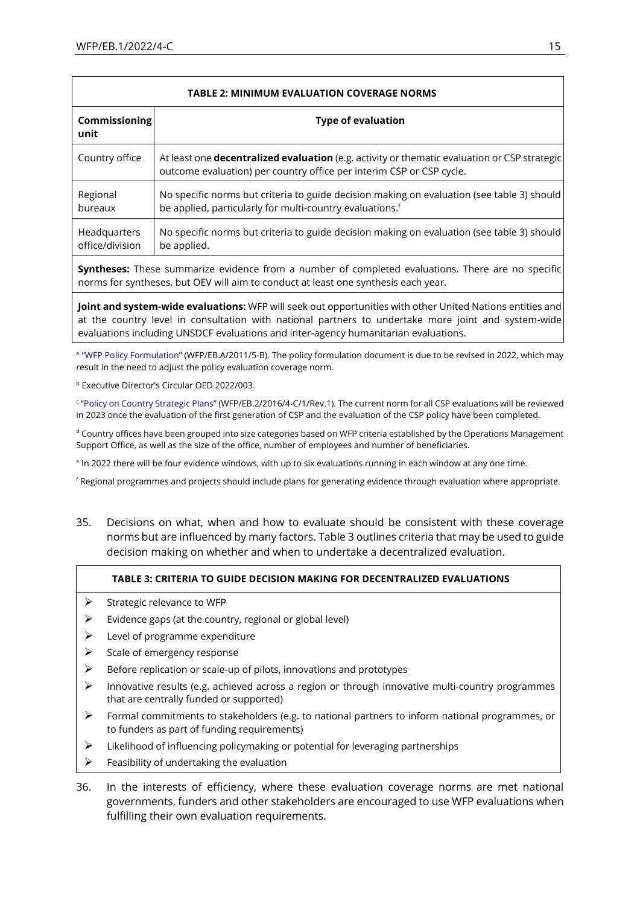**TABLE 2: MINIMUM EVALUATION COVERAGE NORMS**

| Commissioning unit | Type of evaluation |
|---|---|
| Country office | At least one **decentralized evaluation** (e.g. activity or thematic evaluation or CSP strategic outcome evaluation) per country office per interim CSP or CSP cycle. |
| Regional bureaux | No specific norms but criteria to guide decision making on evaluation (see table 3) should be applied, particularly for multi-country evaluations.[f] |
| Headquarters office/division | No specific norms but criteria to guide decision making on evaluation (see table 3) should be applied. |
| **Syntheses:** These summarize evidence from a number of completed evaluations. There are no specific norms for syntheses, but OEV will aim to conduct at least one synthesis each year. | |
| **Joint and system-wide evaluations:** WFP will seek out opportunities with other United Nations entities and at the country level in consultation with national partners to undertake more joint and system-wide evaluations including UNSDCF evaluations and inter-agency humanitarian evaluations. | |

[a] "WFP Policy Formulation" (WFP/EB.A/2011/5-B). The policy formulation document is due to be revised in 2022, which may result in the need to adjust the policy evaluation coverage norm.

[b] Executive Director's Circular OED 2022/003.

[c] "Policy on Country Strategic Plans" (WFP/EB.2/2016/4-C/1/Rev.1). The current norm for all CSP evaluations will be reviewed in 2023 once the evaluation of the first generation of CSP and the evaluation of the CSP policy have been completed.

[d] Country offices have been grouped into size categories based on WFP criteria established by the Operations Management Support Office, as well as the size of the office, number of employees and number of beneficiaries.

[e] In 2022 there will be four evidence windows, with up to six evaluations running in each window at any one time.

[f] Regional programmes and projects should include plans for generating evidence through evaluation where appropriate.

35. Decisions on what, when and how to evaluate should be consistent with these coverage norms but are influenced by many factors. Table 3 outlines criteria that may be used to guide decision making on whether and when to undertake a decentralized evaluation.

**TABLE 3: CRITERIA TO GUIDE DECISION MAKING FOR DECENTRALIZED EVALUATIONS**

- Strategic relevance to WFP
- Evidence gaps (at the country, regional or global level)
- Level of programme expenditure
- Scale of emergency response
- Before replication or scale-up of pilots, innovations and prototypes
- Innovative results (e.g. achieved across a region or through innovative multi-country programmes that are centrally funded or supported)
- Formal commitments to stakeholders (e.g. to national partners to inform national programmes, or to funders as part of funding requirements)
- Likelihood of influencing policymaking or potential for leveraging partnerships
- Feasibility of undertaking the evaluation

36. In the interests of efficiency, where these evaluation coverage norms are met national governments, funders and other stakeholders are encouraged to use WFP evaluations when fulfilling their own evaluation requirements.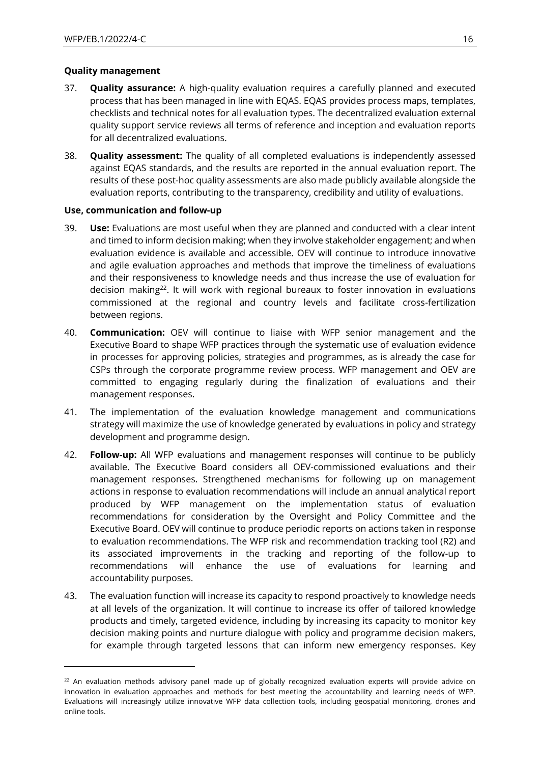**Quality management**

37. **Quality assurance:** A high-quality evaluation requires a carefully planned and executed process that has been managed in line with EQAS. EQAS provides process maps, templates, checklists and technical notes for all evaluation types. The decentralized evaluation external quality support service reviews all terms of reference and inception and evaluation reports for all decentralized evaluations.

38. **Quality assessment:** The quality of all completed evaluations is independently assessed against EQAS standards, and the results are reported in the annual evaluation report. The results of these post-hoc quality assessments are also made publicly available alongside the evaluation reports, contributing to the transparency, credibility and utility of evaluations.

**Use, communication and follow-up**

39. **Use:** Evaluations are most useful when they are planned and conducted with a clear intent and timed to inform decision making; when they involve stakeholder engagement; and when evaluation evidence is available and accessible. OEV will continue to introduce innovative and agile evaluation approaches and methods that improve the timeliness of evaluations and their responsiveness to knowledge needs and thus increase the use of evaluation for decision making[22]. It will work with regional bureaux to foster innovation in evaluations commissioned at the regional and country levels and facilitate cross-fertilization between regions.

40. **Communication:** OEV will continue to liaise with WFP senior management and the Executive Board to shape WFP practices through the systematic use of evaluation evidence in processes for approving policies, strategies and programmes, as is already the case for CSPs through the corporate programme review process. WFP management and OEV are committed to engaging regularly during the finalization of evaluations and their management responses.

41. The implementation of the evaluation knowledge management and communications strategy will maximize the use of knowledge generated by evaluations in policy and strategy development and programme design.

42. **Follow-up:** All WFP evaluations and management responses will continue to be publicly available. The Executive Board considers all OEV-commissioned evaluations and their management responses. Strengthened mechanisms for following up on management actions in response to evaluation recommendations will include an annual analytical report produced by WFP management on the implementation status of evaluation recommendations for consideration by the Oversight and Policy Committee and the Executive Board. OEV will continue to produce periodic reports on actions taken in response to evaluation recommendations. The WFP risk and recommendation tracking tool (R2) and its associated improvements in the tracking and reporting of the follow-up to recommendations will enhance the use of evaluations for learning and accountability purposes.

43. The evaluation function will increase its capacity to respond proactively to knowledge needs at all levels of the organization. It will continue to increase its offer of tailored knowledge products and timely, targeted evidence, including by increasing its capacity to monitor key decision making points and nurture dialogue with policy and programme decision makers, for example through targeted lessons that can inform new emergency responses. Key

---

[22] An evaluation methods advisory panel made up of globally recognized evaluation experts will provide advice on innovation in evaluation approaches and methods for best meeting the accountability and learning needs of WFP. Evaluations will increasingly utilize innovative WFP data collection tools, including geospatial monitoring, drones and online tools.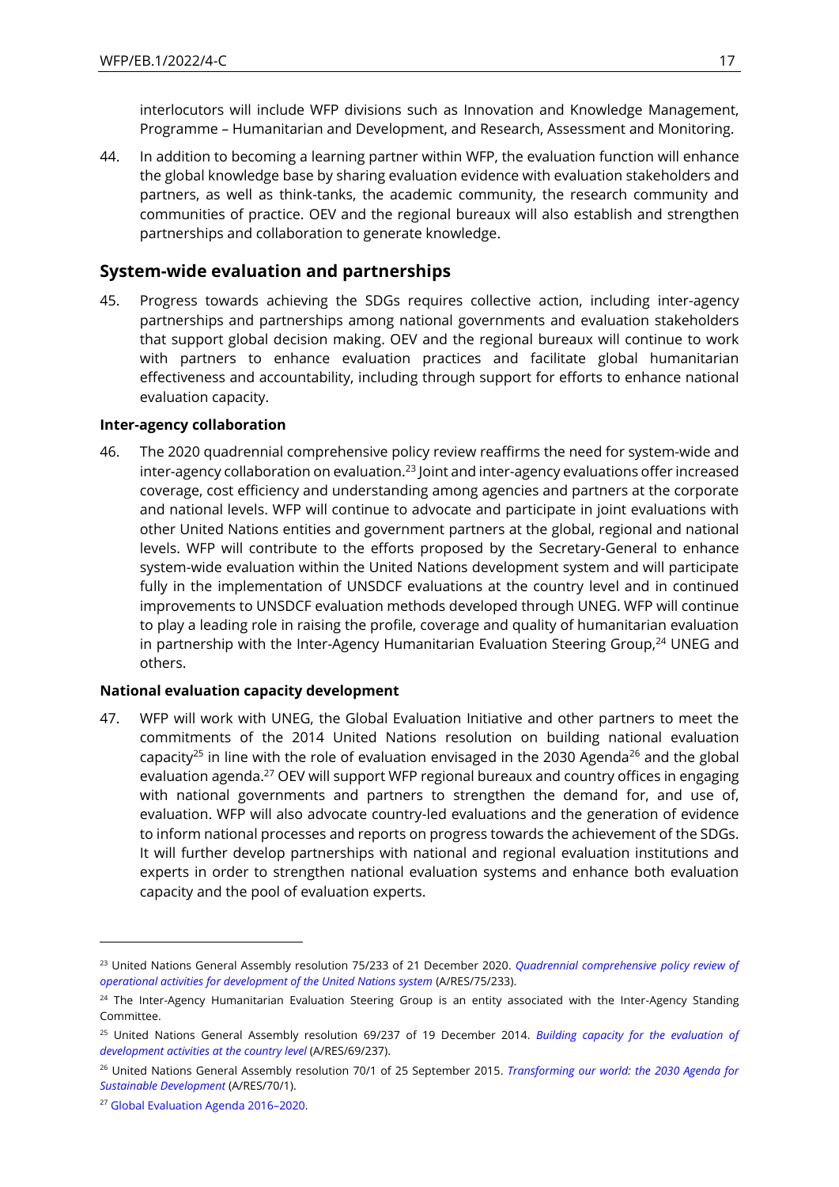interlocutors will include WFP divisions such as Innovation and Knowledge Management, Programme – Humanitarian and Development, and Research, Assessment and Monitoring.

44. In addition to becoming a learning partner within WFP, the evaluation function will enhance the global knowledge base by sharing evaluation evidence with evaluation stakeholders and partners, as well as think-tanks, the academic community, the research community and communities of practice. OEV and the regional bureaux will also establish and strengthen partnerships and collaboration to generate knowledge.

## System-wide evaluation and partnerships

45. Progress towards achieving the SDGs requires collective action, including inter-agency partnerships and partnerships among national governments and evaluation stakeholders that support global decision making. OEV and the regional bureaux will continue to work with partners to enhance evaluation practices and facilitate global humanitarian effectiveness and accountability, including through support for efforts to enhance national evaluation capacity.

**Inter-agency collaboration**

46. The 2020 quadrennial comprehensive policy review reaffirms the need for system-wide and inter-agency collaboration on evaluation.[23] Joint and inter-agency evaluations offer increased coverage, cost efficiency and understanding among agencies and partners at the corporate and national levels. WFP will continue to advocate and participate in joint evaluations with other United Nations entities and government partners at the global, regional and national levels. WFP will contribute to the efforts proposed by the Secretary-General to enhance system-wide evaluation within the United Nations development system and will participate fully in the implementation of UNSDCF evaluations at the country level and in continued improvements to UNSDCF evaluation methods developed through UNEG. WFP will continue to play a leading role in raising the profile, coverage and quality of humanitarian evaluation in partnership with the Inter-Agency Humanitarian Evaluation Steering Group,[24] UNEG and others.

**National evaluation capacity development**

47. WFP will work with UNEG, the Global Evaluation Initiative and other partners to meet the commitments of the 2014 United Nations resolution on building national evaluation capacity[25] in line with the role of evaluation envisaged in the 2030 Agenda[26] and the global evaluation agenda.[27] OEV will support WFP regional bureaux and country offices in engaging with national governments and partners to strengthen the demand for, and use of, evaluation. WFP will also advocate country-led evaluations and the generation of evidence to inform national processes and reports on progress towards the achievement of the SDGs. It will further develop partnerships with national and regional evaluation institutions and experts in order to strengthen national evaluation systems and enhance both evaluation capacity and the pool of evaluation experts.

---

[23] United Nations General Assembly resolution 75/233 of 21 December 2020. *Quadrennial comprehensive policy review of operational activities for development of the United Nations system* (A/RES/75/233).

[24] The Inter-Agency Humanitarian Evaluation Steering Group is an entity associated with the Inter-Agency Standing Committee.

[25] United Nations General Assembly resolution 69/237 of 19 December 2014. *Building capacity for the evaluation of development activities at the country level* (A/RES/69/237).

[26] United Nations General Assembly resolution 70/1 of 25 September 2015. *Transforming our world: the 2030 Agenda for Sustainable Development* (A/RES/70/1).

[27] Global Evaluation Agenda 2016–2020.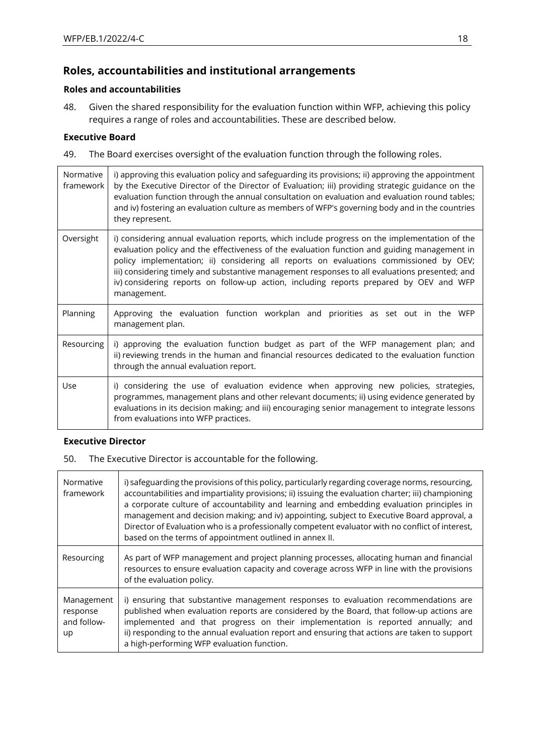## Roles, accountabilities and institutional arrangements

### Roles and accountabilities

48. Given the shared responsibility for the evaluation function within WFP, achieving this policy requires a range of roles and accountabilities. These are described below.

### Executive Board

49. The Board exercises oversight of the evaluation function through the following roles.

| | |
|---|---|
| Normative framework | i) approving this evaluation policy and safeguarding its provisions; ii) approving the appointment by the Executive Director of the Director of Evaluation; iii) providing strategic guidance on the evaluation function through the annual consultation on evaluation and evaluation round tables; and iv) fostering an evaluation culture as members of WFP's governing body and in the countries they represent. |
| Oversight | i) considering annual evaluation reports, which include progress on the implementation of the evaluation policy and the effectiveness of the evaluation function and guiding management in policy implementation; ii) considering all reports on evaluations commissioned by OEV; iii) considering timely and substantive management responses to all evaluations presented; and iv) considering reports on follow-up action, including reports prepared by OEV and WFP management. |
| Planning | Approving the evaluation function workplan and priorities as set out in the WFP management plan. |
| Resourcing | i) approving the evaluation function budget as part of the WFP management plan; and ii) reviewing trends in the human and financial resources dedicated to the evaluation function through the annual evaluation report. |
| Use | i) considering the use of evaluation evidence when approving new policies, strategies, programmes, management plans and other relevant documents; ii) using evidence generated by evaluations in its decision making; and iii) encouraging senior management to integrate lessons from evaluations into WFP practices. |

### Executive Director

50. The Executive Director is accountable for the following.

| | |
|---|---|
| Normative framework | i) safeguarding the provisions of this policy, particularly regarding coverage norms, resourcing, accountabilities and impartiality provisions; ii) issuing the evaluation charter; iii) championing a corporate culture of accountability and learning and embedding evaluation principles in management and decision making; and iv) appointing, subject to Executive Board approval, a Director of Evaluation who is a professionally competent evaluator with no conflict of interest, based on the terms of appointment outlined in annex II. |
| Resourcing | As part of WFP management and project planning processes, allocating human and financial resources to ensure evaluation capacity and coverage across WFP in line with the provisions of the evaluation policy. |
| Management response and follow-up | i) ensuring that substantive management responses to evaluation recommendations are published when evaluation reports are considered by the Board, that follow-up actions are implemented and that progress on their implementation is reported annually; and ii) responding to the annual evaluation report and ensuring that actions are taken to support a high-performing WFP evaluation function. |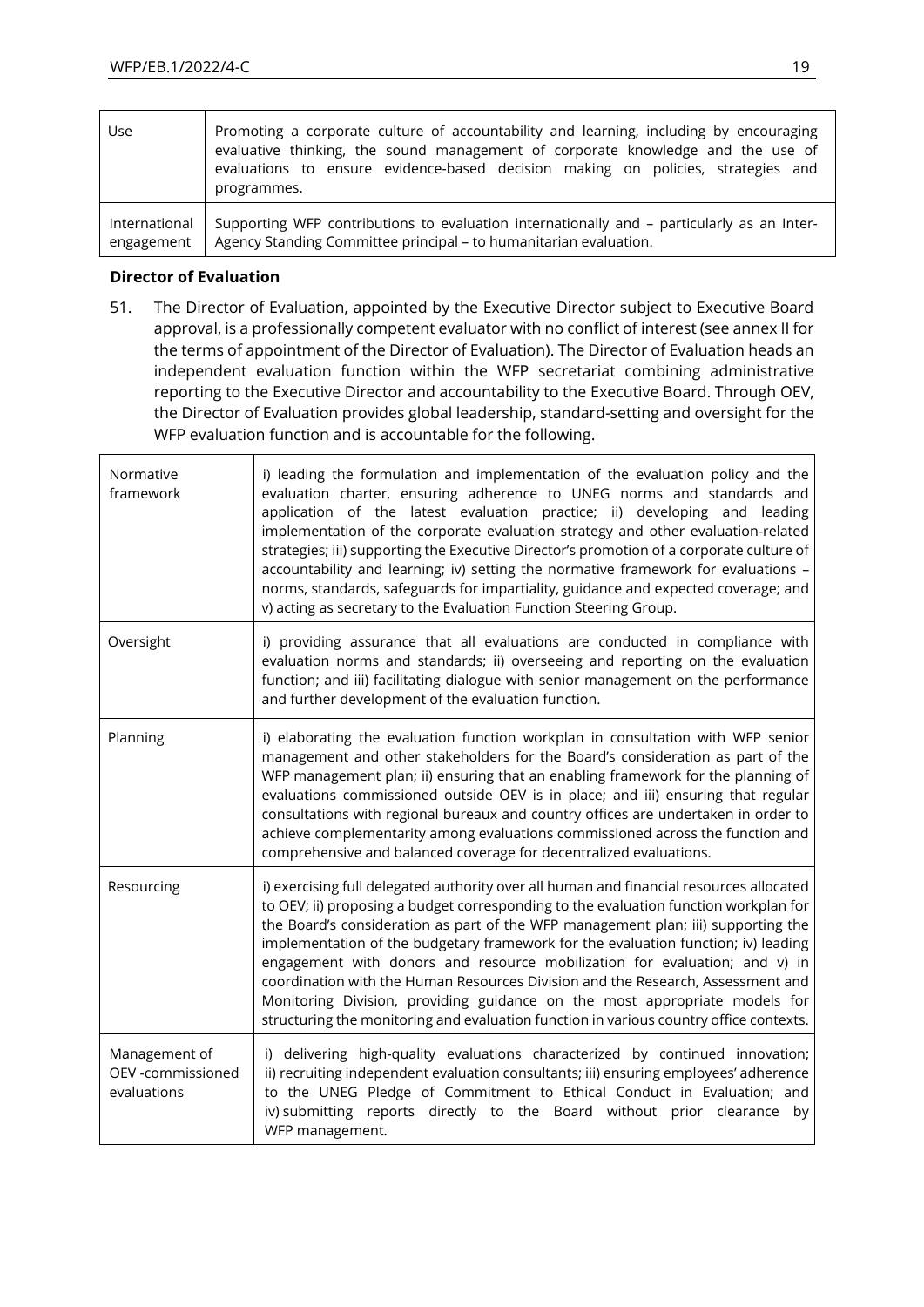| Use | Promoting a corporate culture of accountability and learning, including by encouraging evaluative thinking, the sound management of corporate knowledge and the use of evaluations to ensure evidence-based decision making on policies, strategies and programmes. |
|---|---|
| International engagement | Supporting WFP contributions to evaluation internationally and – particularly as an Inter-Agency Standing Committee principal – to humanitarian evaluation. |

**Director of Evaluation**

51. The Director of Evaluation, appointed by the Executive Director subject to Executive Board approval, is a professionally competent evaluator with no conflict of interest (see annex II for the terms of appointment of the Director of Evaluation). The Director of Evaluation heads an independent evaluation function within the WFP secretariat combining administrative reporting to the Executive Director and accountability to the Executive Board. Through OEV, the Director of Evaluation provides global leadership, standard-setting and oversight for the WFP evaluation function and is accountable for the following.

| Normative framework | i) leading the formulation and implementation of the evaluation policy and the evaluation charter, ensuring adherence to UNEG norms and standards and application of the latest evaluation practice; ii) developing and leading implementation of the corporate evaluation strategy and other evaluation-related strategies; iii) supporting the Executive Director's promotion of a corporate culture of accountability and learning; iv) setting the normative framework for evaluations – norms, standards, safeguards for impartiality, guidance and expected coverage; and v) acting as secretary to the Evaluation Function Steering Group. |
|---|---|
| Oversight | i) providing assurance that all evaluations are conducted in compliance with evaluation norms and standards; ii) overseeing and reporting on the evaluation function; and iii) facilitating dialogue with senior management on the performance and further development of the evaluation function. |
| Planning | i) elaborating the evaluation function workplan in consultation with WFP senior management and other stakeholders for the Board's consideration as part of the WFP management plan; ii) ensuring that an enabling framework for the planning of evaluations commissioned outside OEV is in place; and iii) ensuring that regular consultations with regional bureaux and country offices are undertaken in order to achieve complementarity among evaluations commissioned across the function and comprehensive and balanced coverage for decentralized evaluations. |
| Resourcing | i) exercising full delegated authority over all human and financial resources allocated to OEV; ii) proposing a budget corresponding to the evaluation function workplan for the Board's consideration as part of the WFP management plan; iii) supporting the implementation of the budgetary framework for the evaluation function; iv) leading engagement with donors and resource mobilization for evaluation; and v) in coordination with the Human Resources Division and the Research, Assessment and Monitoring Division, providing guidance on the most appropriate models for structuring the monitoring and evaluation function in various country office contexts. |
| Management of OEV-commissioned evaluations | i) delivering high-quality evaluations characterized by continued innovation; ii) recruiting independent evaluation consultants; iii) ensuring employees' adherence to the UNEG Pledge of Commitment to Ethical Conduct in Evaluation; and iv) submitting reports directly to the Board without prior clearance by WFP management. |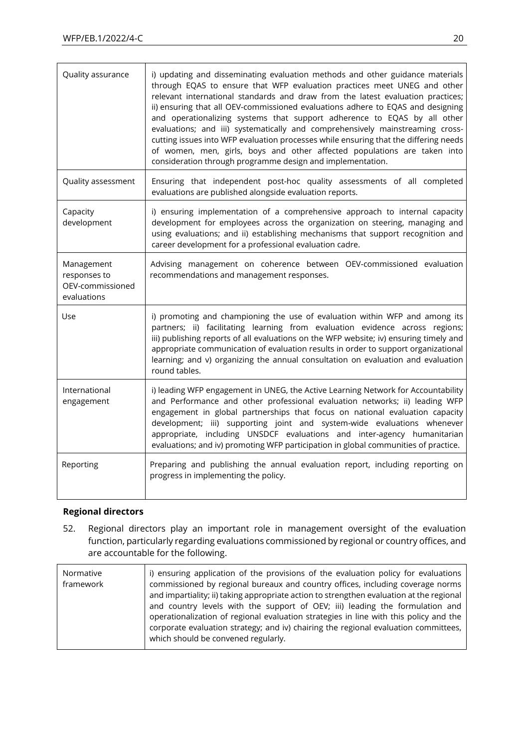| | |
|---|---|
| Quality assurance | i) updating and disseminating evaluation methods and other guidance materials through EQAS to ensure that WFP evaluation practices meet UNEG and other relevant international standards and draw from the latest evaluation practices; ii) ensuring that all OEV-commissioned evaluations adhere to EQAS and designing and operationalizing systems that support adherence to EQAS by all other evaluations; and iii) systematically and comprehensively mainstreaming cross-cutting issues into WFP evaluation processes while ensuring that the differing needs of women, men, girls, boys and other affected populations are taken into consideration through programme design and implementation. |
| Quality assessment | Ensuring that independent post-hoc quality assessments of all completed evaluations are published alongside evaluation reports. |
| Capacity development | i) ensuring implementation of a comprehensive approach to internal capacity development for employees across the organization on steering, managing and using evaluations; and ii) establishing mechanisms that support recognition and career development for a professional evaluation cadre. |
| Management responses to OEV-commissioned evaluations | Advising management on coherence between OEV-commissioned evaluation recommendations and management responses. |
| Use | i) promoting and championing the use of evaluation within WFP and among its partners; ii) facilitating learning from evaluation evidence across regions; iii) publishing reports of all evaluations on the WFP website; iv) ensuring timely and appropriate communication of evaluation results in order to support organizational learning; and v) organizing the annual consultation on evaluation and evaluation round tables. |
| International engagement | i) leading WFP engagement in UNEG, the Active Learning Network for Accountability and Performance and other professional evaluation networks; ii) leading WFP engagement in global partnerships that focus on national evaluation capacity development; iii) supporting joint and system-wide evaluations whenever appropriate, including UNSDCF evaluations and inter-agency humanitarian evaluations; and iv) promoting WFP participation in global communities of practice. |
| Reporting | Preparing and publishing the annual evaluation report, including reporting on progress in implementing the policy. |

**Regional directors**

52. Regional directors play an important role in management oversight of the evaluation function, particularly regarding evaluations commissioned by regional or country offices, and are accountable for the following.

| | |
|---|---|
| Normative framework | i) ensuring application of the provisions of the evaluation policy for evaluations commissioned by regional bureaux and country offices, including coverage norms and impartiality; ii) taking appropriate action to strengthen evaluation at the regional and country levels with the support of OEV; iii) leading the formulation and operationalization of regional evaluation strategies in line with this policy and the corporate evaluation strategy; and iv) chairing the regional evaluation committees, which should be convened regularly. |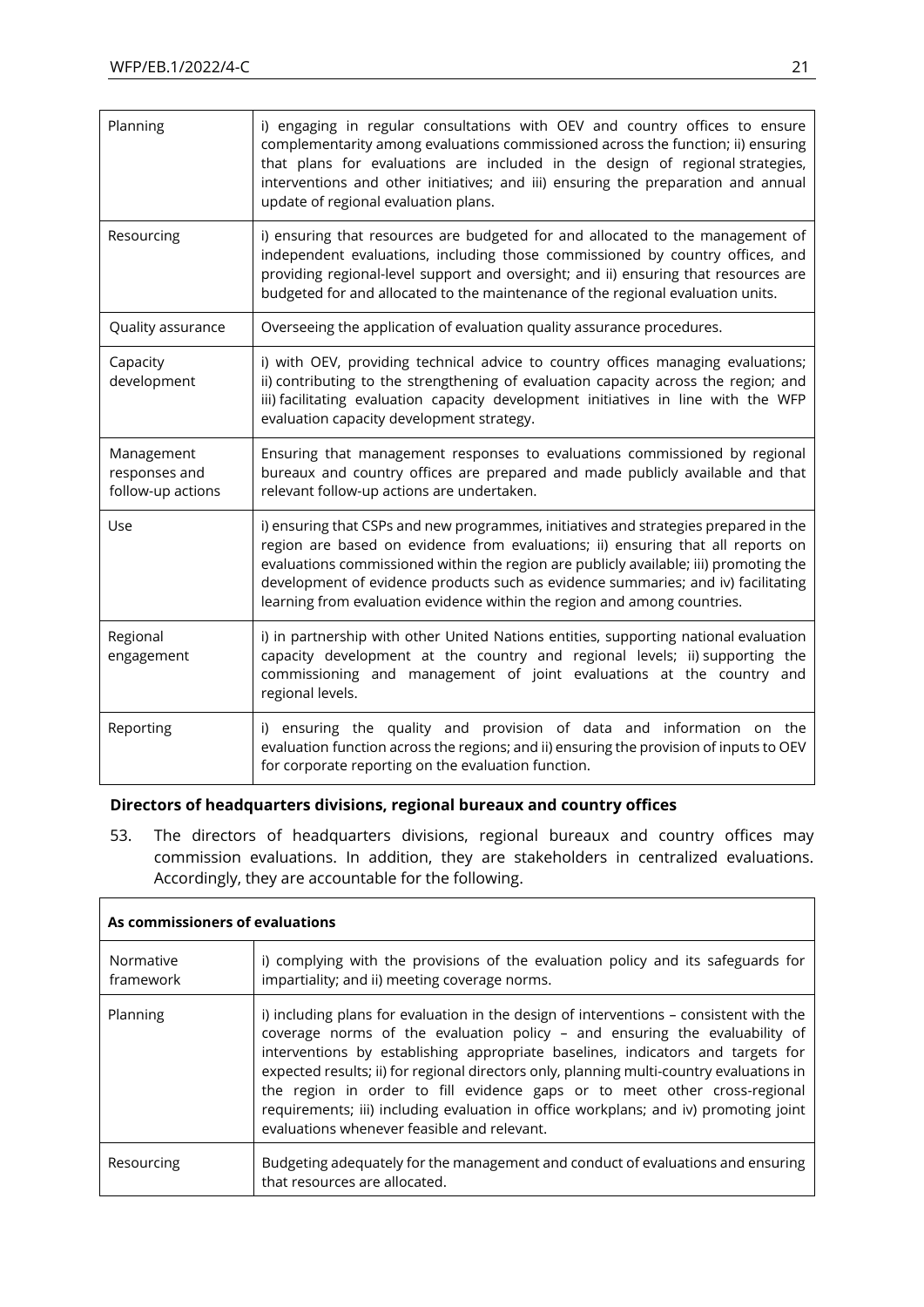| | |
|---|---|
| Planning | i) engaging in regular consultations with OEV and country offices to ensure complementarity among evaluations commissioned across the function; ii) ensuring that plans for evaluations are included in the design of regional strategies, interventions and other initiatives; and iii) ensuring the preparation and annual update of regional evaluation plans. |
| Resourcing | i) ensuring that resources are budgeted for and allocated to the management of independent evaluations, including those commissioned by country offices, and providing regional-level support and oversight; and ii) ensuring that resources are budgeted for and allocated to the maintenance of the regional evaluation units. |
| Quality assurance | Overseeing the application of evaluation quality assurance procedures. |
| Capacity development | i) with OEV, providing technical advice to country offices managing evaluations; ii) contributing to the strengthening of evaluation capacity across the region; and iii) facilitating evaluation capacity development initiatives in line with the WFP evaluation capacity development strategy. |
| Management responses and follow-up actions | Ensuring that management responses to evaluations commissioned by regional bureaux and country offices are prepared and made publicly available and that relevant follow-up actions are undertaken. |
| Use | i) ensuring that CSPs and new programmes, initiatives and strategies prepared in the region are based on evidence from evaluations; ii) ensuring that all reports on evaluations commissioned within the region are publicly available; iii) promoting the development of evidence products such as evidence summaries; and iv) facilitating learning from evaluation evidence within the region and among countries. |
| Regional engagement | i) in partnership with other United Nations entities, supporting national evaluation capacity development at the country and regional levels; ii) supporting the commissioning and management of joint evaluations at the country and regional levels. |
| Reporting | i) ensuring the quality and provision of data and information on the evaluation function across the regions; and ii) ensuring the provision of inputs to OEV for corporate reporting on the evaluation function. |

**Directors of headquarters divisions, regional bureaux and country offices**

53. The directors of headquarters divisions, regional bureaux and country offices may commission evaluations. In addition, they are stakeholders in centralized evaluations. Accordingly, they are accountable for the following.

| **As commissioners of evaluations** | |
|---|---|
| Normative framework | i) complying with the provisions of the evaluation policy and its safeguards for impartiality; and ii) meeting coverage norms. |
| Planning | i) including plans for evaluation in the design of interventions – consistent with the coverage norms of the evaluation policy – and ensuring the evaluability of interventions by establishing appropriate baselines, indicators and targets for expected results; ii) for regional directors only, planning multi-country evaluations in the region in order to fill evidence gaps or to meet other cross-regional requirements; iii) including evaluation in office workplans; and iv) promoting joint evaluations whenever feasible and relevant. |
| Resourcing | Budgeting adequately for the management and conduct of evaluations and ensuring that resources are allocated. |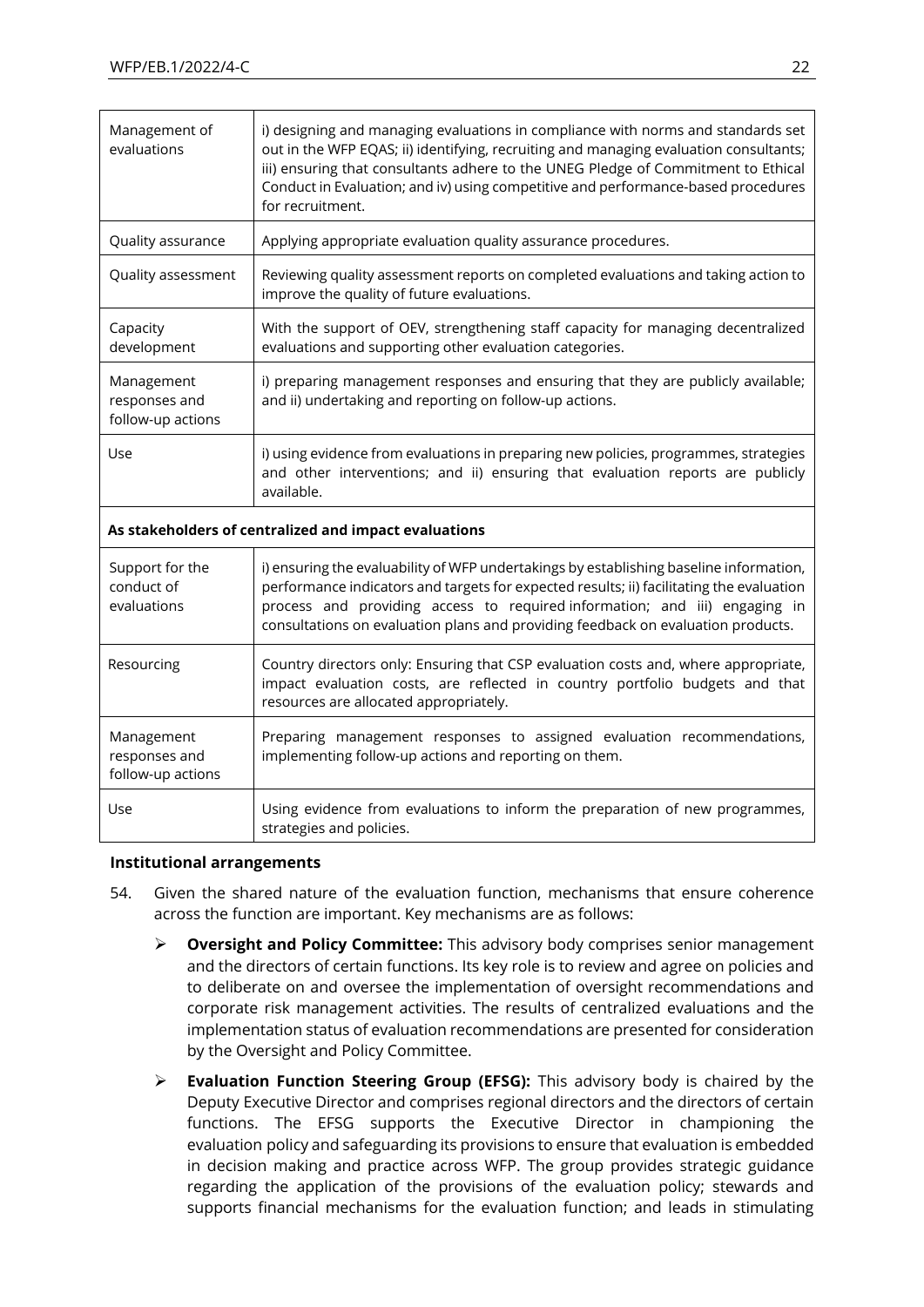| | |
|---|---|
| Management of evaluations | i) designing and managing evaluations in compliance with norms and standards set out in the WFP EQAS; ii) identifying, recruiting and managing evaluation consultants; iii) ensuring that consultants adhere to the UNEG Pledge of Commitment to Ethical Conduct in Evaluation; and iv) using competitive and performance-based procedures for recruitment. |
| Quality assurance | Applying appropriate evaluation quality assurance procedures. |
| Quality assessment | Reviewing quality assessment reports on completed evaluations and taking action to improve the quality of future evaluations. |
| Capacity development | With the support of OEV, strengthening staff capacity for managing decentralized evaluations and supporting other evaluation categories. |
| Management responses and follow-up actions | i) preparing management responses and ensuring that they are publicly available; and ii) undertaking and reporting on follow-up actions. |
| Use | i) using evidence from evaluations in preparing new policies, programmes, strategies and other interventions; and ii) ensuring that evaluation reports are publicly available. |
| **As stakeholders of centralized and impact evaluations** | |
| Support for the conduct of evaluations | i) ensuring the evaluability of WFP undertakings by establishing baseline information, performance indicators and targets for expected results; ii) facilitating the evaluation process and providing access to required information; and iii) engaging in consultations on evaluation plans and providing feedback on evaluation products. |
| Resourcing | Country directors only: Ensuring that CSP evaluation costs and, where appropriate, impact evaluation costs, are reflected in country portfolio budgets and that resources are allocated appropriately. |
| Management responses and follow-up actions | Preparing management responses to assigned evaluation recommendations, implementing follow-up actions and reporting on them. |
| Use | Using evidence from evaluations to inform the preparation of new programmes, strategies and policies. |

**Institutional arrangements**

54. Given the shared nature of the evaluation function, mechanisms that ensure coherence across the function are important. Key mechanisms are as follows:

- **Oversight and Policy Committee:** This advisory body comprises senior management and the directors of certain functions. Its key role is to review and agree on policies and to deliberate on and oversee the implementation of oversight recommendations and corporate risk management activities. The results of centralized evaluations and the implementation status of evaluation recommendations are presented for consideration by the Oversight and Policy Committee.
- **Evaluation Function Steering Group (EFSG):** This advisory body is chaired by the Deputy Executive Director and comprises regional directors and the directors of certain functions. The EFSG supports the Executive Director in championing the evaluation policy and safeguarding its provisions to ensure that evaluation is embedded in decision making and practice across WFP. The group provides strategic guidance regarding the application of the provisions of the evaluation policy; stewards and supports financial mechanisms for the evaluation function; and leads in stimulating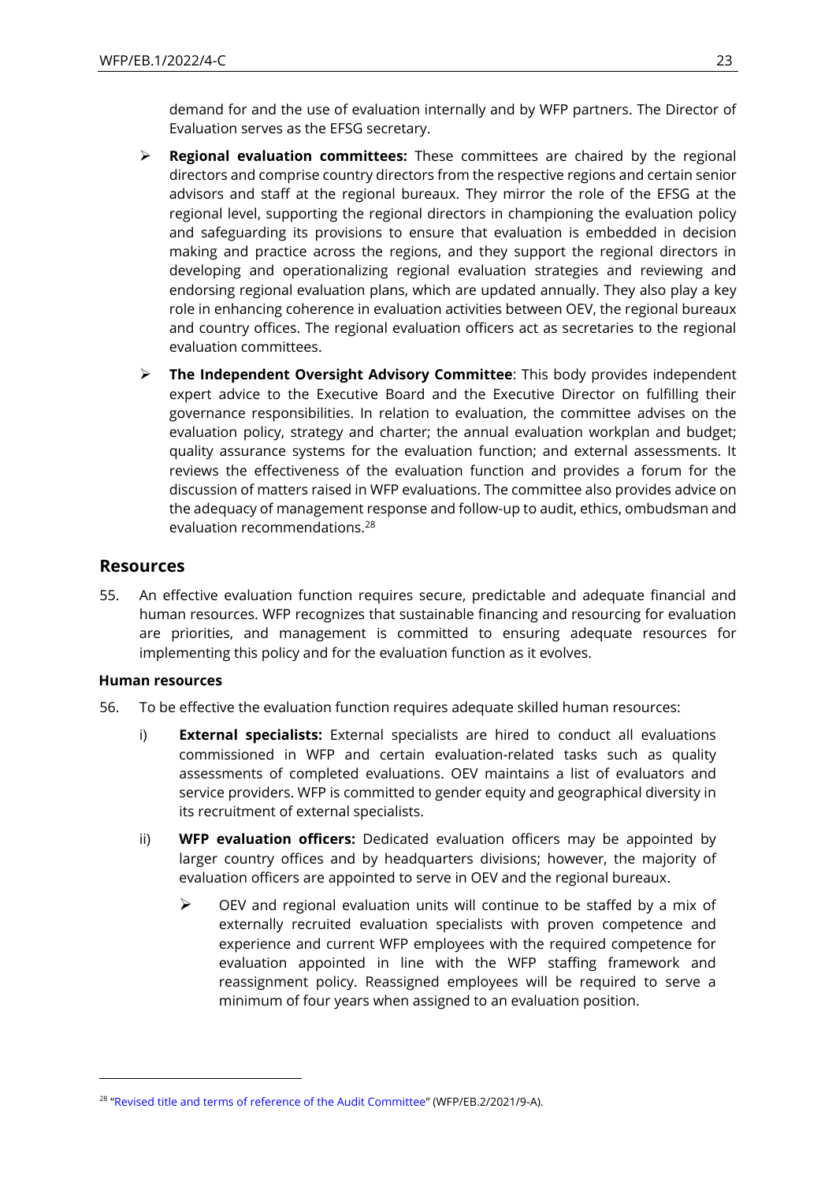demand for and the use of evaluation internally and by WFP partners. The Director of Evaluation serves as the EFSG secretary.

- **Regional evaluation committees:** These committees are chaired by the regional directors and comprise country directors from the respective regions and certain senior advisors and staff at the regional bureaux. They mirror the role of the EFSG at the regional level, supporting the regional directors in championing the evaluation policy and safeguarding its provisions to ensure that evaluation is embedded in decision making and practice across the regions, and they support the regional directors in developing and operationalizing regional evaluation strategies and reviewing and endorsing regional evaluation plans, which are updated annually. They also play a key role in enhancing coherence in evaluation activities between OEV, the regional bureaux and country offices. The regional evaluation officers act as secretaries to the regional evaluation committees.
- **The Independent Oversight Advisory Committee**: This body provides independent expert advice to the Executive Board and the Executive Director on fulfilling their governance responsibilities. In relation to evaluation, the committee advises on the evaluation policy, strategy and charter; the annual evaluation workplan and budget; quality assurance systems for the evaluation function; and external assessments. It reviews the effectiveness of the evaluation function and provides a forum for the discussion of matters raised in WFP evaluations. The committee also provides advice on the adequacy of management response and follow-up to audit, ethics, ombudsman and evaluation recommendations.[28]

## Resources

55. An effective evaluation function requires secure, predictable and adequate financial and human resources. WFP recognizes that sustainable financing and resourcing for evaluation are priorities, and management is committed to ensuring adequate resources for implementing this policy and for the evaluation function as it evolves.

### Human resources

56. To be effective the evaluation function requires adequate skilled human resources:

    i) **External specialists:** External specialists are hired to conduct all evaluations commissioned in WFP and certain evaluation-related tasks such as quality assessments of completed evaluations. OEV maintains a list of evaluators and service providers. WFP is committed to gender equity and geographical diversity in its recruitment of external specialists.

    ii) **WFP evaluation officers:** Dedicated evaluation officers may be appointed by larger country offices and by headquarters divisions; however, the majority of evaluation officers are appointed to serve in OEV and the regional bureaux.

    - OEV and regional evaluation units will continue to be staffed by a mix of externally recruited evaluation specialists with proven competence and experience and current WFP employees with the required competence for evaluation appointed in line with the WFP staffing framework and reassignment policy. Reassigned employees will be required to serve a minimum of four years when assigned to an evaluation position.

---

[28] "Revised title and terms of reference of the Audit Committee" (WFP/EB.2/2021/9-A).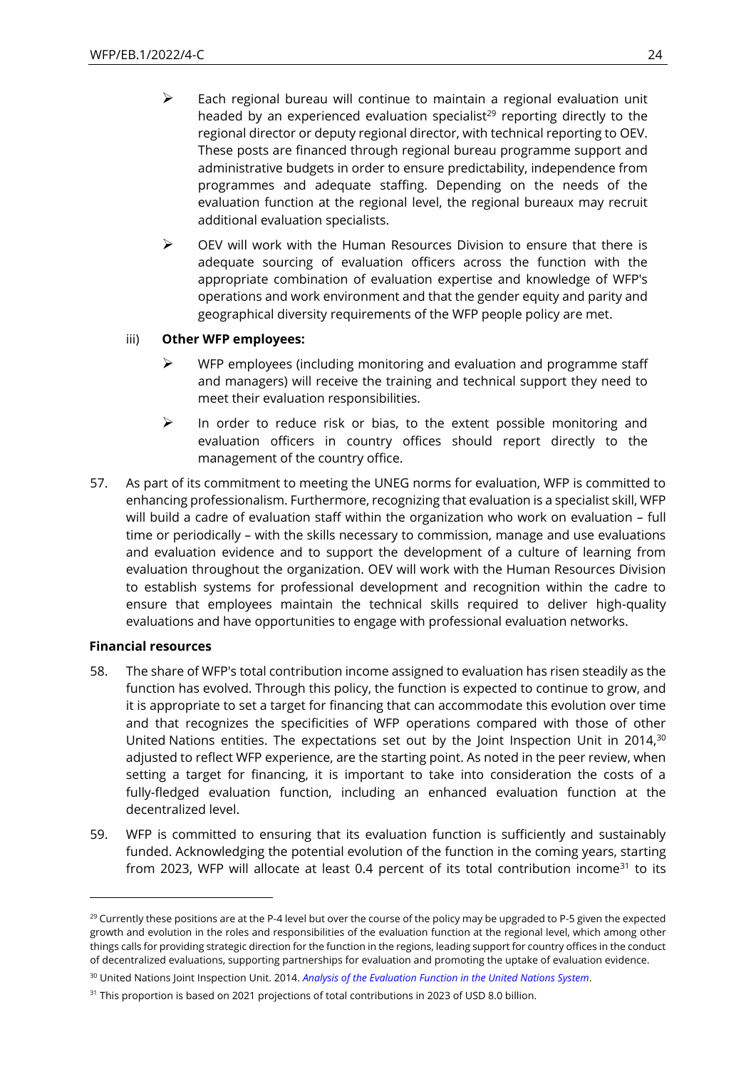- Each regional bureau will continue to maintain a regional evaluation unit headed by an experienced evaluation specialist[29] reporting directly to the regional director or deputy regional director, with technical reporting to OEV. These posts are financed through regional bureau programme support and administrative budgets in order to ensure predictability, independence from programmes and adequate staffing. Depending on the needs of the evaluation function at the regional level, the regional bureaux may recruit additional evaluation specialists.
- OEV will work with the Human Resources Division to ensure that there is adequate sourcing of evaluation officers across the function with the appropriate combination of evaluation expertise and knowledge of WFP's operations and work environment and that the gender equity and parity and geographical diversity requirements of the WFP people policy are met.

iii) **Other WFP employees:**

- WFP employees (including monitoring and evaluation and programme staff and managers) will receive the training and technical support they need to meet their evaluation responsibilities.
- In order to reduce risk or bias, to the extent possible monitoring and evaluation officers in country offices should report directly to the management of the country office.

57. As part of its commitment to meeting the UNEG norms for evaluation, WFP is committed to enhancing professionalism. Furthermore, recognizing that evaluation is a specialist skill, WFP will build a cadre of evaluation staff within the organization who work on evaluation – full time or periodically – with the skills necessary to commission, manage and use evaluations and evaluation evidence and to support the development of a culture of learning from evaluation throughout the organization. OEV will work with the Human Resources Division to establish systems for professional development and recognition within the cadre to ensure that employees maintain the technical skills required to deliver high-quality evaluations and have opportunities to engage with professional evaluation networks.

**Financial resources**

58. The share of WFP's total contribution income assigned to evaluation has risen steadily as the function has evolved. Through this policy, the function is expected to continue to grow, and it is appropriate to set a target for financing that can accommodate this evolution over time and that recognizes the specificities of WFP operations compared with those of other United Nations entities. The expectations set out by the Joint Inspection Unit in 2014,[30] adjusted to reflect WFP experience, are the starting point. As noted in the peer review, when setting a target for financing, it is important to take into consideration the costs of a fully-fledged evaluation function, including an enhanced evaluation function at the decentralized level.

59. WFP is committed to ensuring that its evaluation function is sufficiently and sustainably funded. Acknowledging the potential evolution of the function in the coming years, starting from 2023, WFP will allocate at least 0.4 percent of its total contribution income[31] to its

---

[29] Currently these positions are at the P-4 level but over the course of the policy may be upgraded to P-5 given the expected growth and evolution in the roles and responsibilities of the evaluation function at the regional level, which among other things calls for providing strategic direction for the function in the regions, leading support for country offices in the conduct of decentralized evaluations, supporting partnerships for evaluation and promoting the uptake of evaluation evidence.

[30] United Nations Joint Inspection Unit. 2014. *Analysis of the Evaluation Function in the United Nations System*.

[31] This proportion is based on 2021 projections of total contributions in 2023 of USD 8.0 billion.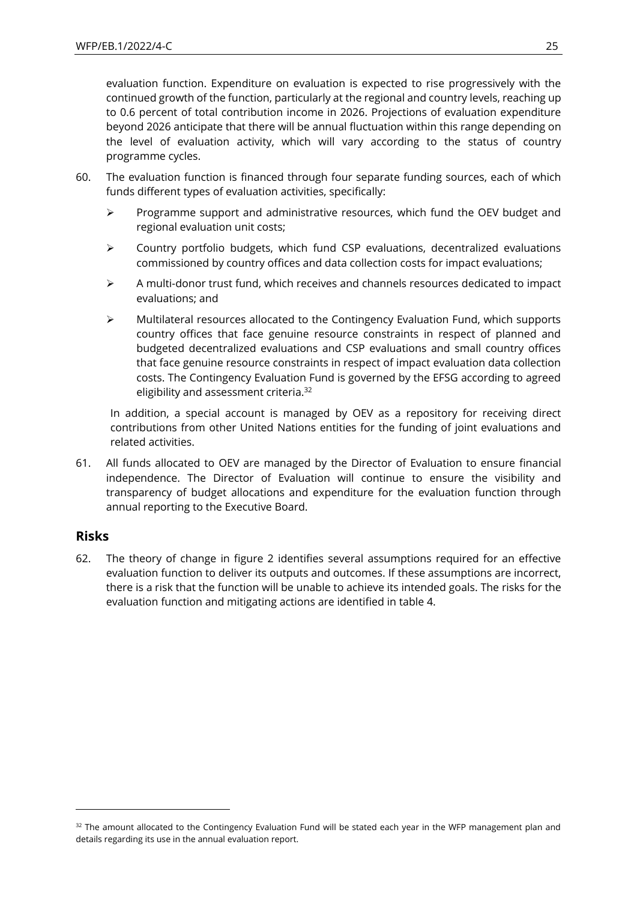evaluation function. Expenditure on evaluation is expected to rise progressively with the continued growth of the function, particularly at the regional and country levels, reaching up to 0.6 percent of total contribution income in 2026. Projections of evaluation expenditure beyond 2026 anticipate that there will be annual fluctuation within this range depending on the level of evaluation activity, which will vary according to the status of country programme cycles.

60. The evaluation function is financed through four separate funding sources, each of which funds different types of evaluation activities, specifically:

   - Programme support and administrative resources, which fund the OEV budget and regional evaluation unit costs;
   - Country portfolio budgets, which fund CSP evaluations, decentralized evaluations commissioned by country offices and data collection costs for impact evaluations;
   - A multi-donor trust fund, which receives and channels resources dedicated to impact evaluations; and
   - Multilateral resources allocated to the Contingency Evaluation Fund, which supports country offices that face genuine resource constraints in respect of planned and budgeted decentralized evaluations and CSP evaluations and small country offices that face genuine resource constraints in respect of impact evaluation data collection costs. The Contingency Evaluation Fund is governed by the EFSG according to agreed eligibility and assessment criteria.[32]

   In addition, a special account is managed by OEV as a repository for receiving direct contributions from other United Nations entities for the funding of joint evaluations and related activities.

61. All funds allocated to OEV are managed by the Director of Evaluation to ensure financial independence. The Director of Evaluation will continue to ensure the visibility and transparency of budget allocations and expenditure for the evaluation function through annual reporting to the Executive Board.

## Risks

62. The theory of change in figure 2 identifies several assumptions required for an effective evaluation function to deliver its outputs and outcomes. If these assumptions are incorrect, there is a risk that the function will be unable to achieve its intended goals. The risks for the evaluation function and mitigating actions are identified in table 4.

[32] The amount allocated to the Contingency Evaluation Fund will be stated each year in the WFP management plan and details regarding its use in the annual evaluation report.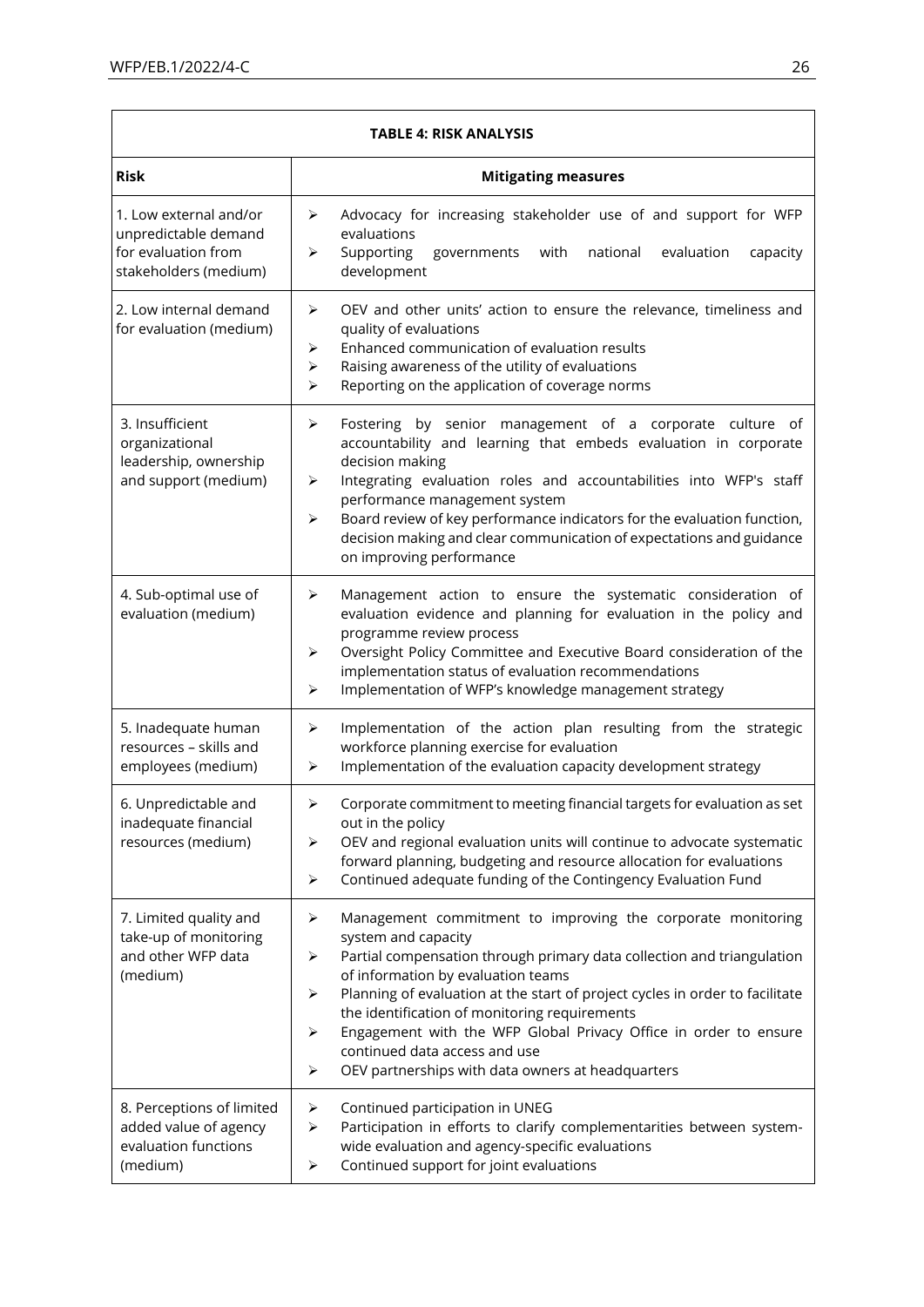| TABLE 4: RISK ANALYSIS | |
|---|---|
| **Risk** | **Mitigating measures** |
| 1. Low external and/or unpredictable demand for evaluation from stakeholders (medium) | ➢ Advocacy for increasing stakeholder use of and support for WFP evaluations<br>➢ Supporting governments with national evaluation capacity development |
| 2. Low internal demand for evaluation (medium) | ➢ OEV and other units' action to ensure the relevance, timeliness and quality of evaluations<br>➢ Enhanced communication of evaluation results<br>➢ Raising awareness of the utility of evaluations<br>➢ Reporting on the application of coverage norms |
| 3. Insufficient organizational leadership, ownership and support (medium) | ➢ Fostering by senior management of a corporate culture of accountability and learning that embeds evaluation in corporate decision making<br>➢ Integrating evaluation roles and accountabilities into WFP's staff performance management system<br>➢ Board review of key performance indicators for the evaluation function, decision making and clear communication of expectations and guidance on improving performance |
| 4. Sub-optimal use of evaluation (medium) | ➢ Management action to ensure the systematic consideration of evaluation evidence and planning for evaluation in the policy and programme review process<br>➢ Oversight Policy Committee and Executive Board consideration of the implementation status of evaluation recommendations<br>➢ Implementation of WFP's knowledge management strategy |
| 5. Inadequate human resources – skills and employees (medium) | ➢ Implementation of the action plan resulting from the strategic workforce planning exercise for evaluation<br>➢ Implementation of the evaluation capacity development strategy |
| 6. Unpredictable and inadequate financial resources (medium) | ➢ Corporate commitment to meeting financial targets for evaluation as set out in the policy<br>➢ OEV and regional evaluation units will continue to advocate systematic forward planning, budgeting and resource allocation for evaluations<br>➢ Continued adequate funding of the Contingency Evaluation Fund |
| 7. Limited quality and take-up of monitoring and other WFP data (medium) | ➢ Management commitment to improving the corporate monitoring system and capacity<br>➢ Partial compensation through primary data collection and triangulation of information by evaluation teams<br>➢ Planning of evaluation at the start of project cycles in order to facilitate the identification of monitoring requirements<br>➢ Engagement with the WFP Global Privacy Office in order to ensure continued data access and use<br>➢ OEV partnerships with data owners at headquarters |
| 8. Perceptions of limited added value of agency evaluation functions (medium) | ➢ Continued participation in UNEG<br>➢ Participation in efforts to clarify complementarities between system-wide evaluation and agency-specific evaluations<br>➢ Continued support for joint evaluations |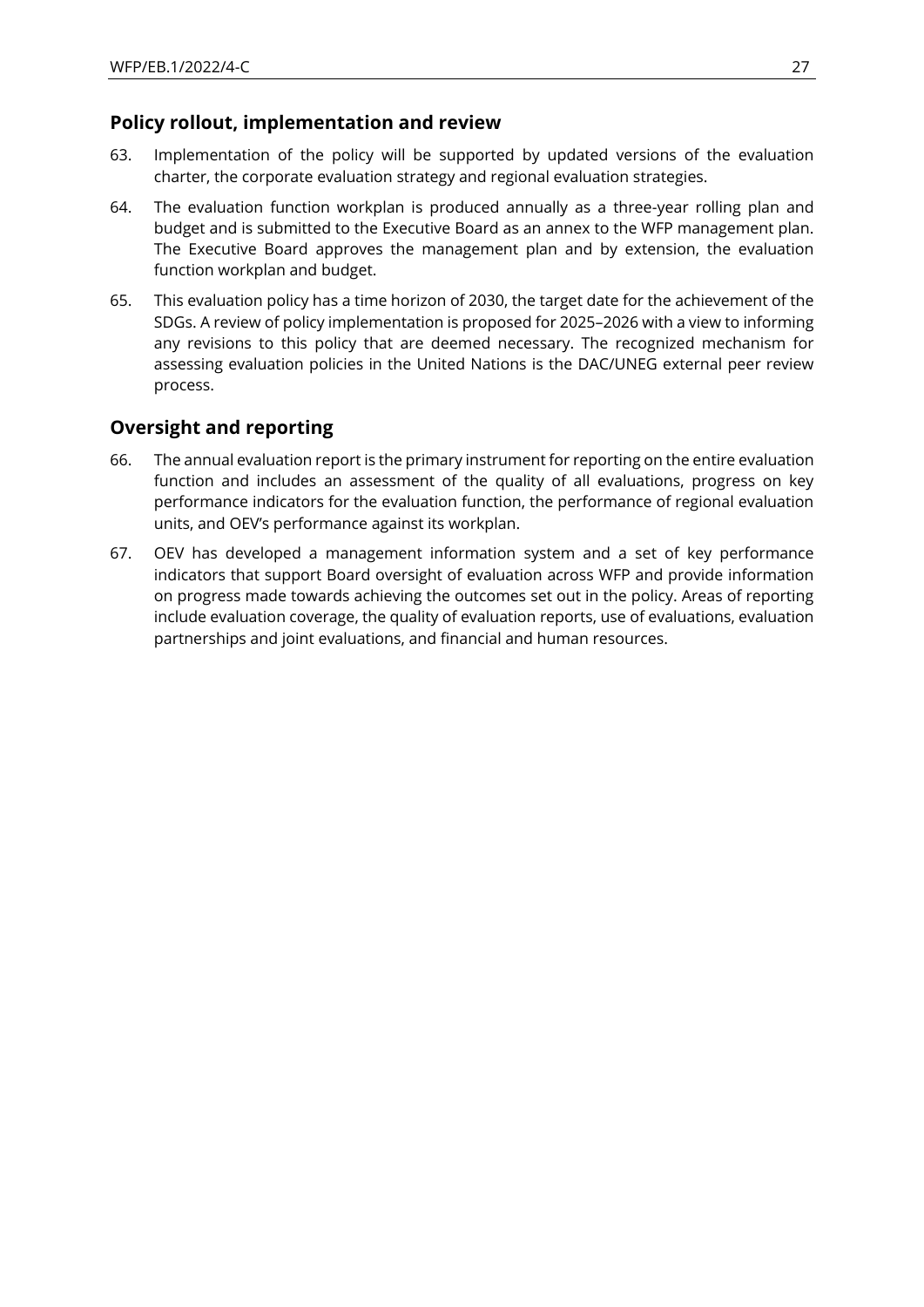## Policy rollout, implementation and review

63. Implementation of the policy will be supported by updated versions of the evaluation charter, the corporate evaluation strategy and regional evaluation strategies.

64. The evaluation function workplan is produced annually as a three-year rolling plan and budget and is submitted to the Executive Board as an annex to the WFP management plan. The Executive Board approves the management plan and by extension, the evaluation function workplan and budget.

65. This evaluation policy has a time horizon of 2030, the target date for the achievement of the SDGs. A review of policy implementation is proposed for 2025–2026 with a view to informing any revisions to this policy that are deemed necessary. The recognized mechanism for assessing evaluation policies in the United Nations is the DAC/UNEG external peer review process.

## Oversight and reporting

66. The annual evaluation report is the primary instrument for reporting on the entire evaluation function and includes an assessment of the quality of all evaluations, progress on key performance indicators for the evaluation function, the performance of regional evaluation units, and OEV's performance against its workplan.

67. OEV has developed a management information system and a set of key performance indicators that support Board oversight of evaluation across WFP and provide information on progress made towards achieving the outcomes set out in the policy. Areas of reporting include evaluation coverage, the quality of evaluation reports, use of evaluations, evaluation partnerships and joint evaluations, and financial and human resources.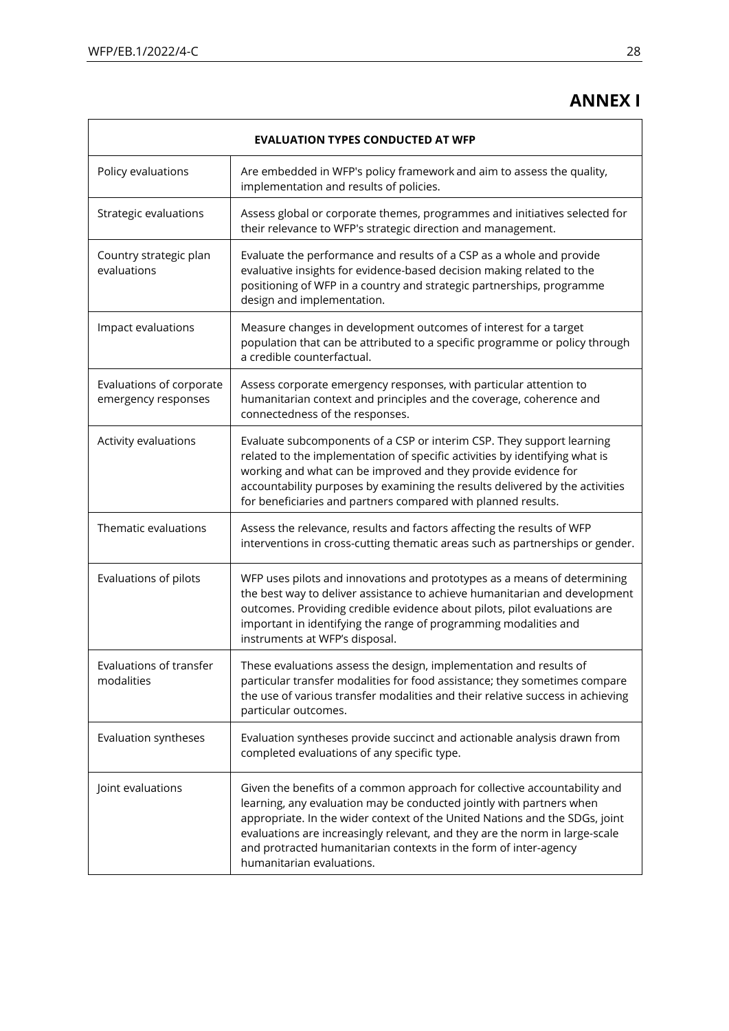# ANNEX I

| EVALUATION TYPES CONDUCTED AT WFP | |
|---|---|
| Policy evaluations | Are embedded in WFP's policy framework and aim to assess the quality, implementation and results of policies. |
| Strategic evaluations | Assess global or corporate themes, programmes and initiatives selected for their relevance to WFP's strategic direction and management. |
| Country strategic plan evaluations | Evaluate the performance and results of a CSP as a whole and provide evaluative insights for evidence-based decision making related to the positioning of WFP in a country and strategic partnerships, programme design and implementation. |
| Impact evaluations | Measure changes in development outcomes of interest for a target population that can be attributed to a specific programme or policy through a credible counterfactual. |
| Evaluations of corporate emergency responses | Assess corporate emergency responses, with particular attention to humanitarian context and principles and the coverage, coherence and connectedness of the responses. |
| Activity evaluations | Evaluate subcomponents of a CSP or interim CSP. They support learning related to the implementation of specific activities by identifying what is working and what can be improved and they provide evidence for accountability purposes by examining the results delivered by the activities for beneficiaries and partners compared with planned results. |
| Thematic evaluations | Assess the relevance, results and factors affecting the results of WFP interventions in cross-cutting thematic areas such as partnerships or gender. |
| Evaluations of pilots | WFP uses pilots and innovations and prototypes as a means of determining the best way to deliver assistance to achieve humanitarian and development outcomes. Providing credible evidence about pilots, pilot evaluations are important in identifying the range of programming modalities and instruments at WFP's disposal. |
| Evaluations of transfer modalities | These evaluations assess the design, implementation and results of particular transfer modalities for food assistance; they sometimes compare the use of various transfer modalities and their relative success in achieving particular outcomes. |
| Evaluation syntheses | Evaluation syntheses provide succinct and actionable analysis drawn from completed evaluations of any specific type. |
| Joint evaluations | Given the benefits of a common approach for collective accountability and learning, any evaluation may be conducted jointly with partners when appropriate. In the wider context of the United Nations and the SDGs, joint evaluations are increasingly relevant, and they are the norm in large-scale and protracted humanitarian contexts in the form of inter-agency humanitarian evaluations. |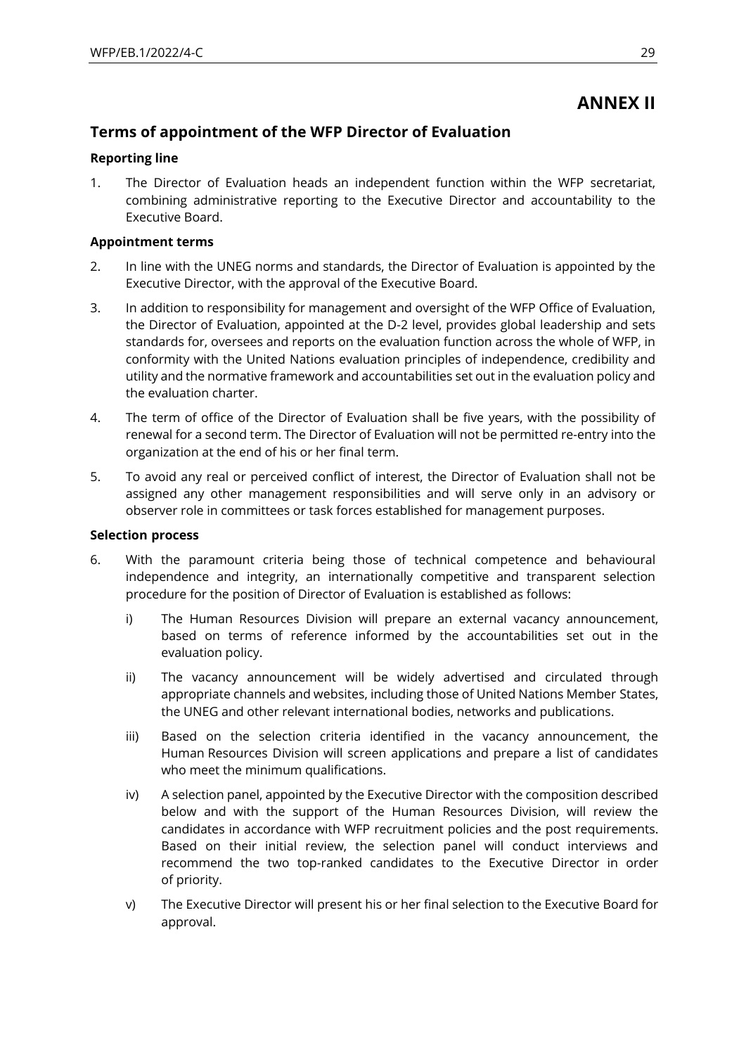# ANNEX II

## Terms of appointment of the WFP Director of Evaluation

**Reporting line**

1. The Director of Evaluation heads an independent function within the WFP secretariat, combining administrative reporting to the Executive Director and accountability to the Executive Board.

**Appointment terms**

2. In line with the UNEG norms and standards, the Director of Evaluation is appointed by the Executive Director, with the approval of the Executive Board.

3. In addition to responsibility for management and oversight of the WFP Office of Evaluation, the Director of Evaluation, appointed at the D-2 level, provides global leadership and sets standards for, oversees and reports on the evaluation function across the whole of WFP, in conformity with the United Nations evaluation principles of independence, credibility and utility and the normative framework and accountabilities set out in the evaluation policy and the evaluation charter.

4. The term of office of the Director of Evaluation shall be five years, with the possibility of renewal for a second term. The Director of Evaluation will not be permitted re-entry into the organization at the end of his or her final term.

5. To avoid any real or perceived conflict of interest, the Director of Evaluation shall not be assigned any other management responsibilities and will serve only in an advisory or observer role in committees or task forces established for management purposes.

**Selection process**

6. With the paramount criteria being those of technical competence and behavioural independence and integrity, an internationally competitive and transparent selection procedure for the position of Director of Evaluation is established as follows:

   i) The Human Resources Division will prepare an external vacancy announcement, based on terms of reference informed by the accountabilities set out in the evaluation policy.

   ii) The vacancy announcement will be widely advertised and circulated through appropriate channels and websites, including those of United Nations Member States, the UNEG and other relevant international bodies, networks and publications.

   iii) Based on the selection criteria identified in the vacancy announcement, the Human Resources Division will screen applications and prepare a list of candidates who meet the minimum qualifications.

   iv) A selection panel, appointed by the Executive Director with the composition described below and with the support of the Human Resources Division, will review the candidates in accordance with WFP recruitment policies and the post requirements. Based on their initial review, the selection panel will conduct interviews and recommend the two top-ranked candidates to the Executive Director in order of priority.

   v) The Executive Director will present his or her final selection to the Executive Board for approval.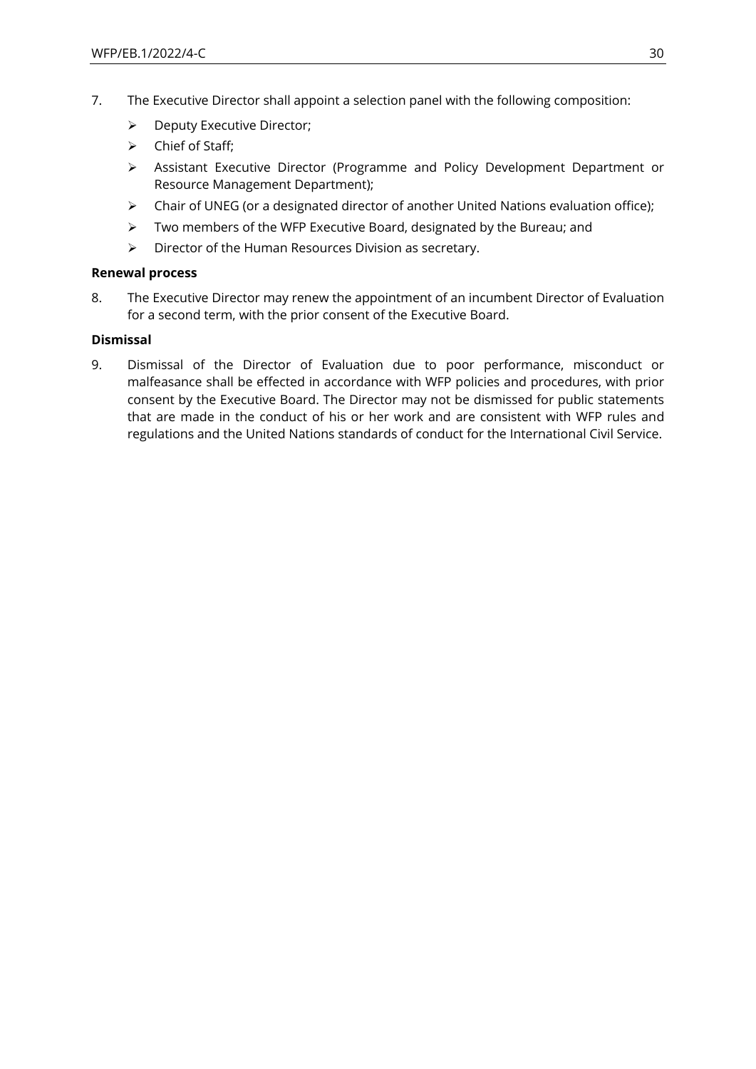7. The Executive Director shall appoint a selection panel with the following composition:
   - Deputy Executive Director;
   - Chief of Staff;
   - Assistant Executive Director (Programme and Policy Development Department or Resource Management Department);
   - Chair of UNEG (or a designated director of another United Nations evaluation office);
   - Two members of the WFP Executive Board, designated by the Bureau; and
   - Director of the Human Resources Division as secretary.

**Renewal process**

8. The Executive Director may renew the appointment of an incumbent Director of Evaluation for a second term, with the prior consent of the Executive Board.

**Dismissal**

9. Dismissal of the Director of Evaluation due to poor performance, misconduct or malfeasance shall be effected in accordance with WFP policies and procedures, with prior consent by the Executive Board. The Director may not be dismissed for public statements that are made in the conduct of his or her work and are consistent with WFP rules and regulations and the United Nations standards of conduct for the International Civil Service.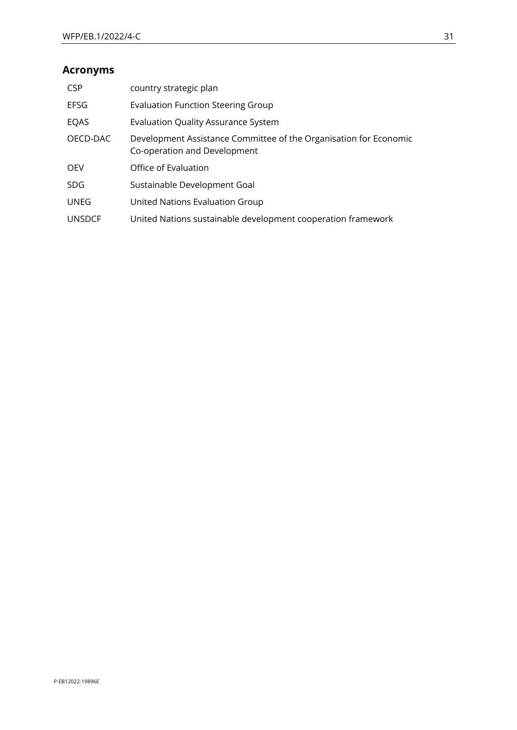# Acronyms

| | |
|---|---|
| CSP | country strategic plan |
| EFSG | Evaluation Function Steering Group |
| EQAS | Evaluation Quality Assurance System |
| OECD-DAC | Development Assistance Committee of the Organisation for Economic Co-operation and Development |
| OEV | Office of Evaluation |
| SDG | Sustainable Development Goal |
| UNEG | United Nations Evaluation Group |
| UNSDCF | United Nations sustainable development cooperation framework |

P-EB12022-19896E